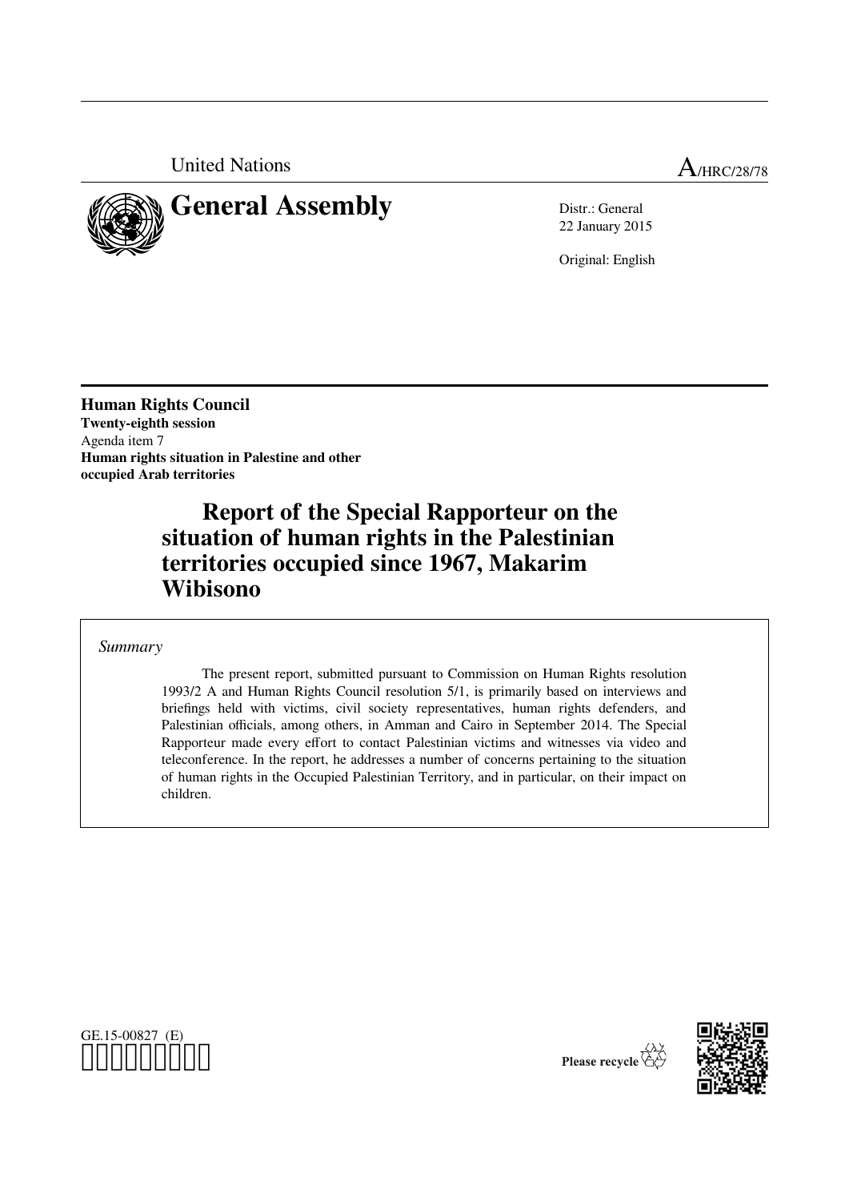United Nations

A/HRC/28/78

# General Assembly

Distr.: General
22 January 2015

Original: English

**Human Rights Council**
**Twenty-eighth session**
Agenda item 7
**Human rights situation in Palestine and other occupied Arab territories**

## Report of the Special Rapporteur on the situation of human rights in the Palestinian territories occupied since 1967, Makarim Wibisono

*Summary*

The present report, submitted pursuant to Commission on Human Rights resolution 1993/2 A and Human Rights Council resolution 5/1, is primarily based on interviews and briefings held with victims, civil society representatives, human rights defenders, and Palestinian officials, among others, in Amman and Cairo in September 2014. The Special Rapporteur made every effort to contact Palestinian victims and witnesses via video and teleconference. In the report, he addresses a number of concerns pertaining to the situation of human rights in the Occupied Palestinian Territory, and in particular, on their impact on children.

GE.15-00827 (E)

Please recycle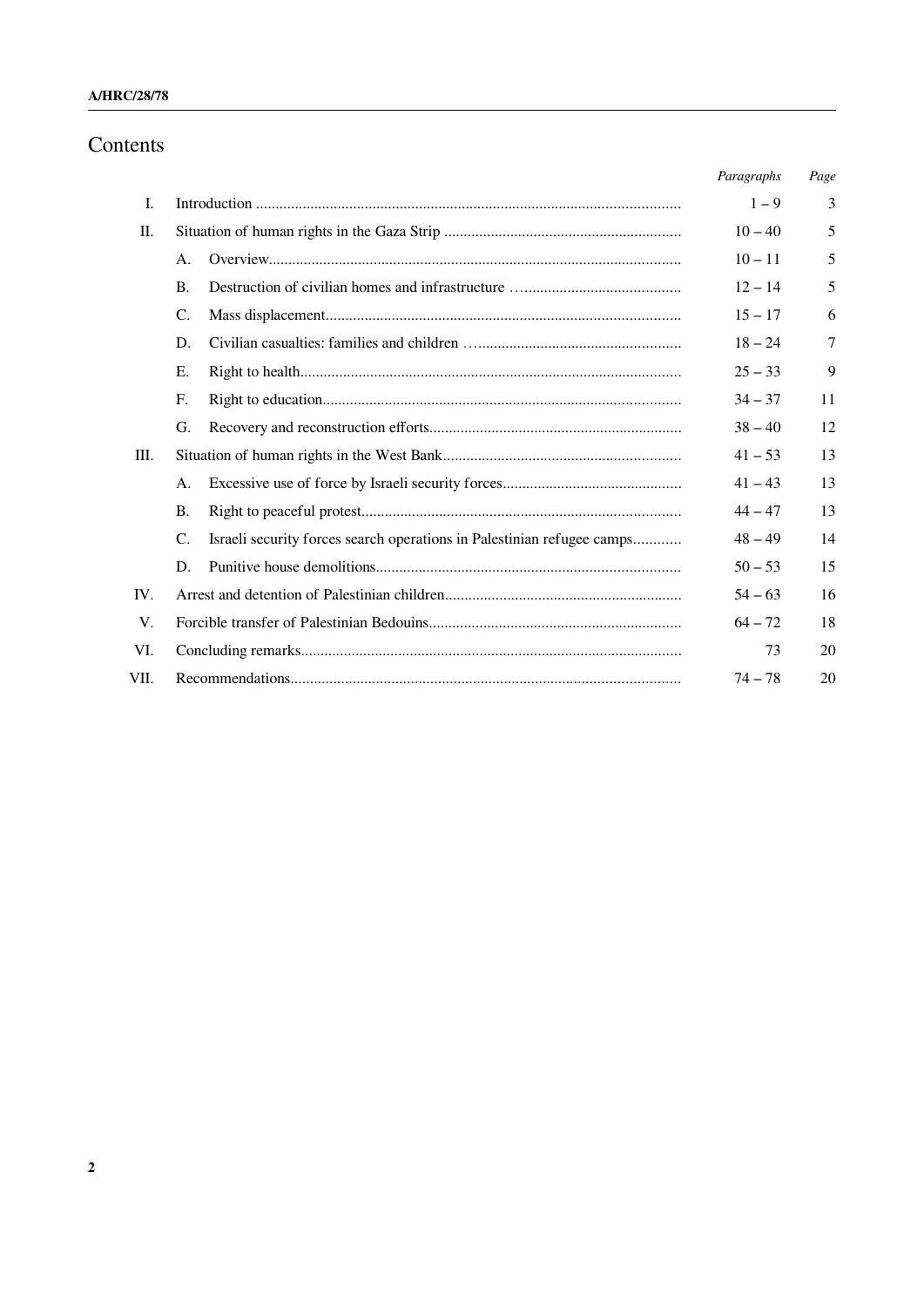# Contents

| | | Paragraphs | Page |
|---|---|---|---|
| I. | Introduction | 1 – 9 | 3 |
| II. | Situation of human rights in the Gaza Strip | 10 – 40 | 5 |
| | A. Overview | 10 – 11 | 5 |
| | B. Destruction of civilian homes and infrastructure | 12 – 14 | 5 |
| | C. Mass displacement | 15 – 17 | 6 |
| | D. Civilian casualties: families and children | 18 – 24 | 7 |
| | E. Right to health | 25 – 33 | 9 |
| | F. Right to education | 34 – 37 | 11 |
| | G. Recovery and reconstruction efforts | 38 – 40 | 12 |
| III. | Situation of human rights in the West Bank | 41 – 53 | 13 |
| | A. Excessive use of force by Israeli security forces | 41 – 43 | 13 |
| | B. Right to peaceful protest | 44 – 47 | 13 |
| | C. Israeli security forces search operations in Palestinian refugee camps | 48 – 49 | 14 |
| | D. Punitive house demolitions | 50 – 53 | 15 |
| IV. | Arrest and detention of Palestinian children | 54 – 63 | 16 |
| V. | Forcible transfer of Palestinian Bedouins | 64 – 72 | 18 |
| VI. | Concluding remarks | 73 | 20 |
| VII. | Recommendations | 74 – 78 | 20 |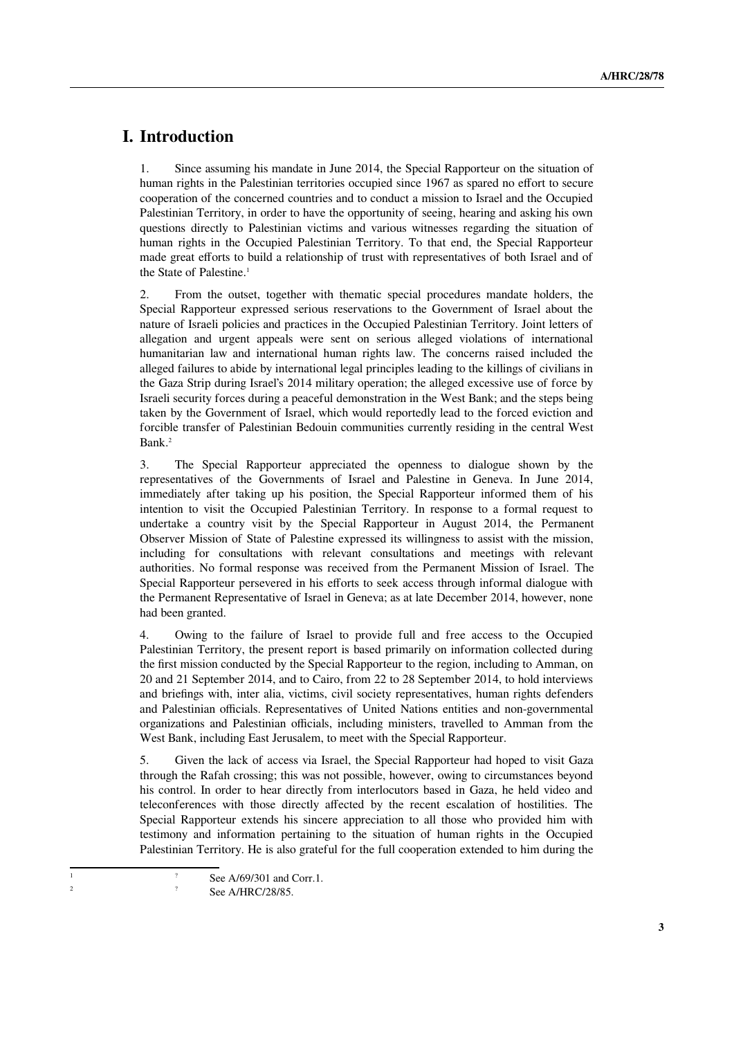# I. Introduction

1. Since assuming his mandate in June 2014, the Special Rapporteur on the situation of human rights in the Palestinian territories occupied since 1967 as spared no effort to secure cooperation of the concerned countries and to conduct a mission to Israel and the Occupied Palestinian Territory, in order to have the opportunity of seeing, hearing and asking his own questions directly to Palestinian victims and various witnesses regarding the situation of human rights in the Occupied Palestinian Territory. To that end, the Special Rapporteur made great efforts to build a relationship of trust with representatives of both Israel and of the State of Palestine.[1]

2. From the outset, together with thematic special procedures mandate holders, the Special Rapporteur expressed serious reservations to the Government of Israel about the nature of Israeli policies and practices in the Occupied Palestinian Territory. Joint letters of allegation and urgent appeals were sent on serious alleged violations of international humanitarian law and international human rights law. The concerns raised included the alleged failures to abide by international legal principles leading to the killings of civilians in the Gaza Strip during Israel's 2014 military operation; the alleged excessive use of force by Israeli security forces during a peaceful demonstration in the West Bank; and the steps being taken by the Government of Israel, which would reportedly lead to the forced eviction and forcible transfer of Palestinian Bedouin communities currently residing in the central West Bank.[2]

3. The Special Rapporteur appreciated the openness to dialogue shown by the representatives of the Governments of Israel and Palestine in Geneva. In June 2014, immediately after taking up his position, the Special Rapporteur informed them of his intention to visit the Occupied Palestinian Territory. In response to a formal request to undertake a country visit by the Special Rapporteur in August 2014, the Permanent Observer Mission of State of Palestine expressed its willingness to assist with the mission, including for consultations with relevant consultations and meetings with relevant authorities. No formal response was received from the Permanent Mission of Israel. The Special Rapporteur persevered in his efforts to seek access through informal dialogue with the Permanent Representative of Israel in Geneva; as at late December 2014, however, none had been granted.

4. Owing to the failure of Israel to provide full and free access to the Occupied Palestinian Territory, the present report is based primarily on information collected during the first mission conducted by the Special Rapporteur to the region, including to Amman, on 20 and 21 September 2014, and to Cairo, from 22 to 28 September 2014, to hold interviews and briefings with, inter alia, victims, civil society representatives, human rights defenders and Palestinian officials. Representatives of United Nations entities and non-governmental organizations and Palestinian officials, including ministers, travelled to Amman from the West Bank, including East Jerusalem, to meet with the Special Rapporteur.

5. Given the lack of access via Israel, the Special Rapporteur had hoped to visit Gaza through the Rafah crossing; this was not possible, however, owing to circumstances beyond his control. In order to hear directly from interlocutors based in Gaza, he held video and teleconferences with those directly affected by the recent escalation of hostilities. The Special Rapporteur extends his sincere appreciation to all those who provided him with testimony and information pertaining to the situation of human rights in the Occupied Palestinian Territory. He is also grateful for the full cooperation extended to him during the

[1] See A/69/301 and Corr.1.

[2] See A/HRC/28/85.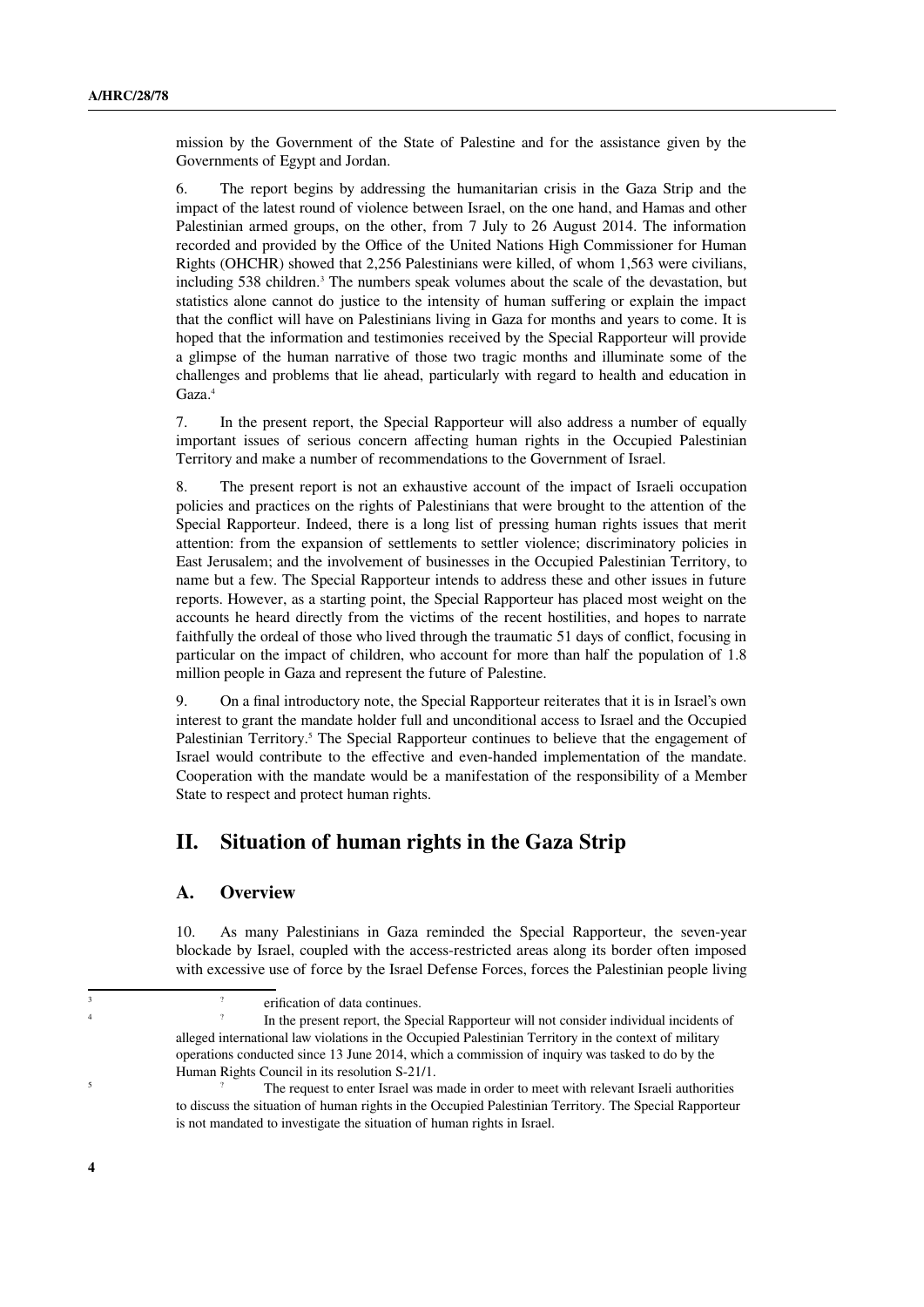mission by the Government of the State of Palestine and for the assistance given by the Governments of Egypt and Jordan.

6. The report begins by addressing the humanitarian crisis in the Gaza Strip and the impact of the latest round of violence between Israel, on the one hand, and Hamas and other Palestinian armed groups, on the other, from 7 July to 26 August 2014. The information recorded and provided by the Office of the United Nations High Commissioner for Human Rights (OHCHR) showed that 2,256 Palestinians were killed, of whom 1,563 were civilians, including 538 children.[3] The numbers speak volumes about the scale of the devastation, but statistics alone cannot do justice to the intensity of human suffering or explain the impact that the conflict will have on Palestinians living in Gaza for months and years to come. It is hoped that the information and testimonies received by the Special Rapporteur will provide a glimpse of the human narrative of those two tragic months and illuminate some of the challenges and problems that lie ahead, particularly with regard to health and education in Gaza.[4]

7. In the present report, the Special Rapporteur will also address a number of equally important issues of serious concern affecting human rights in the Occupied Palestinian Territory and make a number of recommendations to the Government of Israel.

8. The present report is not an exhaustive account of the impact of Israeli occupation policies and practices on the rights of Palestinians that were brought to the attention of the Special Rapporteur. Indeed, there is a long list of pressing human rights issues that merit attention: from the expansion of settlements to settler violence; discriminatory policies in East Jerusalem; and the involvement of businesses in the Occupied Palestinian Territory, to name but a few. The Special Rapporteur intends to address these and other issues in future reports. However, as a starting point, the Special Rapporteur has placed most weight on the accounts he heard directly from the victims of the recent hostilities, and hopes to narrate faithfully the ordeal of those who lived through the traumatic 51 days of conflict, focusing in particular on the impact of children, who account for more than half the population of 1.8 million people in Gaza and represent the future of Palestine.

9. On a final introductory note, the Special Rapporteur reiterates that it is in Israel's own interest to grant the mandate holder full and unconditional access to Israel and the Occupied Palestinian Territory.[5] The Special Rapporteur continues to believe that the engagement of Israel would contribute to the effective and even-handed implementation of the mandate. Cooperation with the mandate would be a manifestation of the responsibility of a Member State to respect and protect human rights.

## II. Situation of human rights in the Gaza Strip

### A. Overview

10. As many Palestinians in Gaza reminded the Special Rapporteur, the seven-year blockade by Israel, coupled with the access-restricted areas along its border often imposed with excessive use of force by the Israel Defense Forces, forces the Palestinian people living

---

[3] ? erification of data continues.

[4] ? In the present report, the Special Rapporteur will not consider individual incidents of alleged international law violations in the Occupied Palestinian Territory in the context of military operations conducted since 13 June 2014, which a commission of inquiry was tasked to do by the Human Rights Council in its resolution S-21/1.

[5] ? The request to enter Israel was made in order to meet with relevant Israeli authorities to discuss the situation of human rights in the Occupied Palestinian Territory. The Special Rapporteur is not mandated to investigate the situation of human rights in Israel.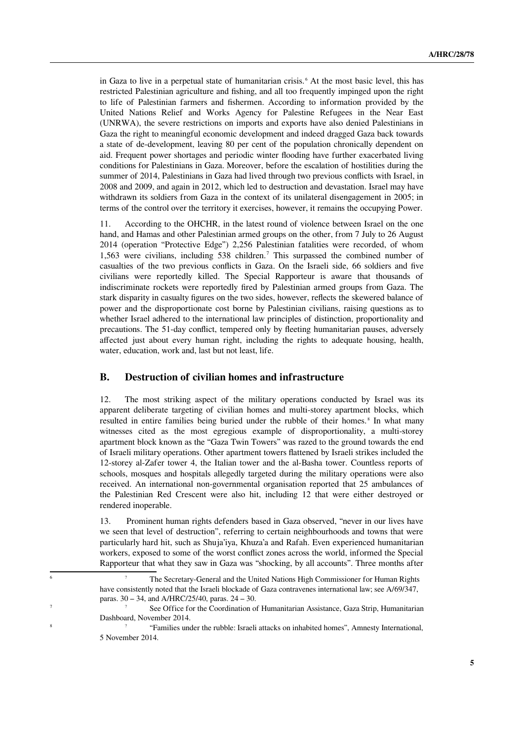in Gaza to live in a perpetual state of humanitarian crisis.[6] At the most basic level, this has restricted Palestinian agriculture and fishing, and all too frequently impinged upon the right to life of Palestinian farmers and fishermen. According to information provided by the United Nations Relief and Works Agency for Palestine Refugees in the Near East (UNRWA), the severe restrictions on imports and exports have also denied Palestinians in Gaza the right to meaningful economic development and indeed dragged Gaza back towards a state of de-development, leaving 80 per cent of the population chronically dependent on aid. Frequent power shortages and periodic winter flooding have further exacerbated living conditions for Palestinians in Gaza. Moreover, before the escalation of hostilities during the summer of 2014, Palestinians in Gaza had lived through two previous conflicts with Israel, in 2008 and 2009, and again in 2012, which led to destruction and devastation. Israel may have withdrawn its soldiers from Gaza in the context of its unilateral disengagement in 2005; in terms of the control over the territory it exercises, however, it remains the occupying Power.

11. According to the OHCHR, in the latest round of violence between Israel on the one hand, and Hamas and other Palestinian armed groups on the other, from 7 July to 26 August 2014 (operation "Protective Edge") 2,256 Palestinian fatalities were recorded, of whom 1,563 were civilians, including 538 children.[7] This surpassed the combined number of casualties of the two previous conflicts in Gaza. On the Israeli side, 66 soldiers and five civilians were reportedly killed. The Special Rapporteur is aware that thousands of indiscriminate rockets were reportedly fired by Palestinian armed groups from Gaza. The stark disparity in casualty figures on the two sides, however, reflects the skewered balance of power and the disproportionate cost borne by Palestinian civilians, raising questions as to whether Israel adhered to the international law principles of distinction, proportionality and precautions. The 51-day conflict, tempered only by fleeting humanitarian pauses, adversely affected just about every human right, including the rights to adequate housing, health, water, education, work and, last but not least, life.

## B. Destruction of civilian homes and infrastructure

12. The most striking aspect of the military operations conducted by Israel was its apparent deliberate targeting of civilian homes and multi-storey apartment blocks, which resulted in entire families being buried under the rubble of their homes.[8] In what many witnesses cited as the most egregious example of disproportionality, a multi-storey apartment block known as the "Gaza Twin Towers" was razed to the ground towards the end of Israeli military operations. Other apartment towers flattened by Israeli strikes included the 12-storey al-Zafer tower 4, the Italian tower and the al-Basha tower. Countless reports of schools, mosques and hospitals allegedly targeted during the military operations were also received. An international non-governmental organisation reported that 25 ambulances of the Palestinian Red Crescent were also hit, including 12 that were either destroyed or rendered inoperable.

13. Prominent human rights defenders based in Gaza observed, "never in our lives have we seen that level of destruction", referring to certain neighbourhoods and towns that were particularly hard hit, such as Shuja'iya, Khuza'a and Rafah. Even experienced humanitarian workers, exposed to some of the worst conflict zones across the world, informed the Special Rapporteur that what they saw in Gaza was "shocking, by all accounts". Three months after

---

[6] The Secretary-General and the United Nations High Commissioner for Human Rights have consistently noted that the Israeli blockade of Gaza contravenes international law; see A/69/347, paras. 30 – 34, and A/HRC/25/40, paras. 24 – 30.

[7] See Office for the Coordination of Humanitarian Assistance, Gaza Strip, Humanitarian Dashboard, November 2014.

[8] "Families under the rubble: Israeli attacks on inhabited homes", Amnesty International, 5 November 2014.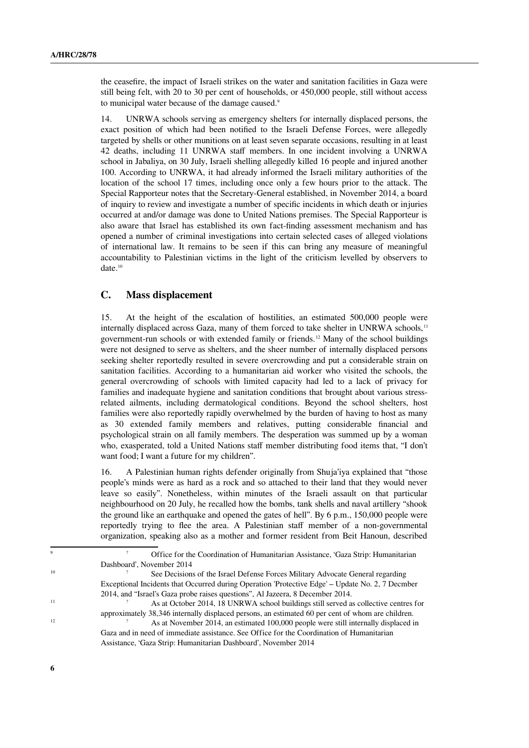the ceasefire, the impact of Israeli strikes on the water and sanitation facilities in Gaza were still being felt, with 20 to 30 per cent of households, or 450,000 people, still without access to municipal water because of the damage caused.[9]

14. UNRWA schools serving as emergency shelters for internally displaced persons, the exact position of which had been notified to the Israeli Defense Forces, were allegedly targeted by shells or other munitions on at least seven separate occasions, resulting in at least 42 deaths, including 11 UNRWA staff members. In one incident involving a UNRWA school in Jabaliya, on 30 July, Israeli shelling allegedly killed 16 people and injured another 100. According to UNRWA, it had already informed the Israeli military authorities of the location of the school 17 times, including once only a few hours prior to the attack. The Special Rapporteur notes that the Secretary-General established, in November 2014, a board of inquiry to review and investigate a number of specific incidents in which death or injuries occurred at and/or damage was done to United Nations premises. The Special Rapporteur is also aware that Israel has established its own fact-finding assessment mechanism and has opened a number of criminal investigations into certain selected cases of alleged violations of international law. It remains to be seen if this can bring any measure of meaningful accountability to Palestinian victims in the light of the criticism levelled by observers to date.[10]

## C. Mass displacement

15. At the height of the escalation of hostilities, an estimated 500,000 people were internally displaced across Gaza, many of them forced to take shelter in UNRWA schools,[11] government-run schools or with extended family or friends.[12] Many of the school buildings were not designed to serve as shelters, and the sheer number of internally displaced persons seeking shelter reportedly resulted in severe overcrowding and put a considerable strain on sanitation facilities. According to a humanitarian aid worker who visited the schools, the general overcrowding of schools with limited capacity had led to a lack of privacy for families and inadequate hygiene and sanitation conditions that brought about various stress-related ailments, including dermatological conditions. Beyond the school shelters, host families were also reportedly rapidly overwhelmed by the burden of having to host as many as 30 extended family members and relatives, putting considerable financial and psychological strain on all family members. The desperation was summed up by a woman who, exasperated, told a United Nations staff member distributing food items that, "I don't want food; I want a future for my children".

16. A Palestinian human rights defender originally from Shuja'iya explained that "those people's minds were as hard as a rock and so attached to their land that they would never leave so easily". Nonetheless, within minutes of the Israeli assault on that particular neighbourhood on 20 July, he recalled how the bombs, tank shells and naval artillery "shook the ground like an earthquake and opened the gates of hell". By 6 p.m., 150,000 people were reportedly trying to flee the area. A Palestinian staff member of a non-governmental organization, speaking also as a mother and former resident from Beit Hanoun, described

---

[9] Office for the Coordination of Humanitarian Assistance, 'Gaza Strip: Humanitarian Dashboard', November 2014

[10] See Decisions of the Israel Defense Forces Military Advocate General regarding Exceptional Incidents that Occurred during Operation 'Protective Edge' – Update No. 2, 7 Decmber 2014, and "Israel's Gaza probe raises questions", Al Jazeera, 8 December 2014.

[11] As at October 2014, 18 UNRWA school buildings still served as collective centres for approximately 38,346 internally displaced persons, an estimated 60 per cent of whom are children.

[12] As at November 2014, an estimated 100,000 people were still internally displaced in Gaza and in need of immediate assistance. See Office for the Coordination of Humanitarian Assistance, 'Gaza Strip: Humanitarian Dashboard', November 2014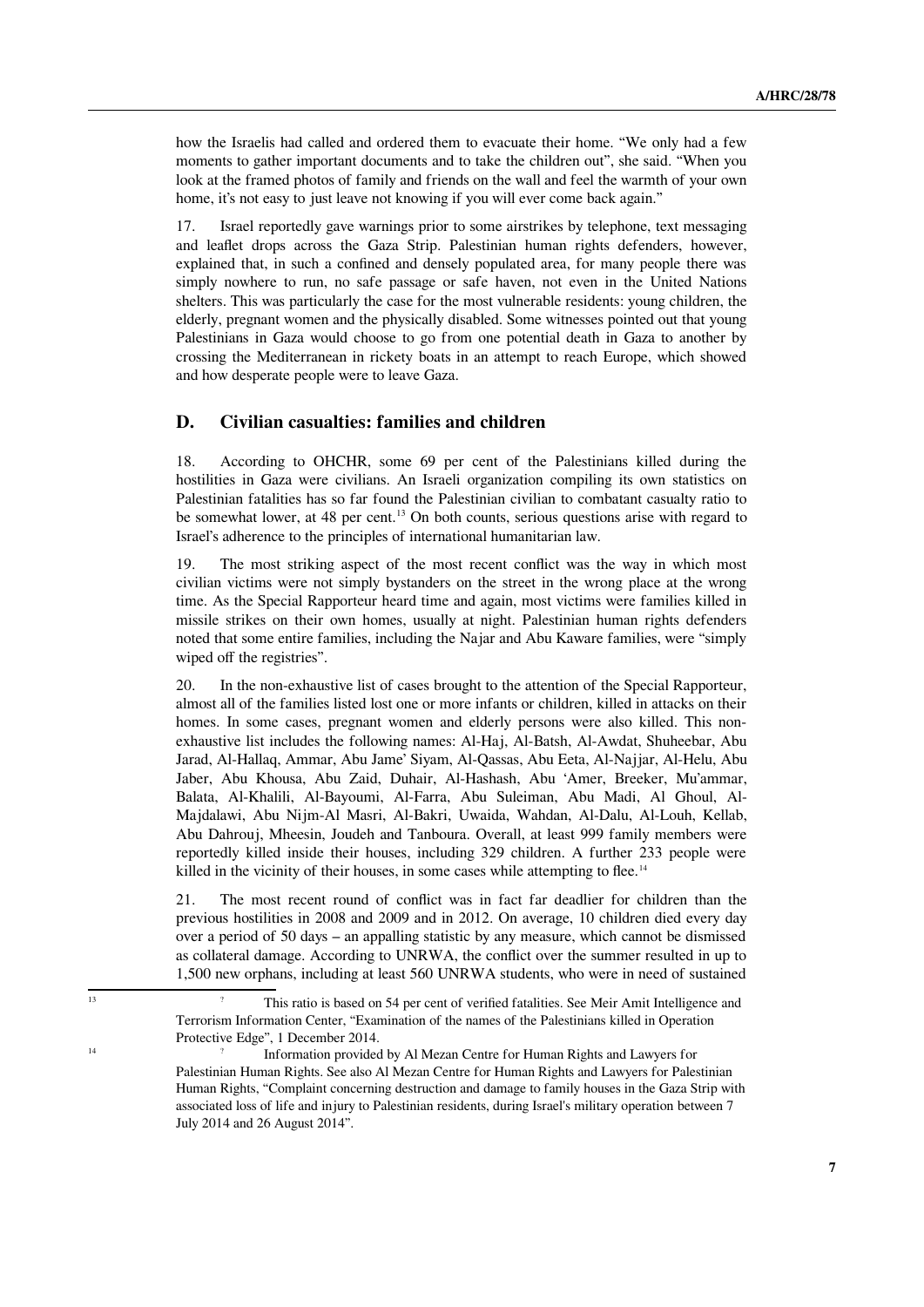how the Israelis had called and ordered them to evacuate their home. "We only had a few moments to gather important documents and to take the children out", she said. "When you look at the framed photos of family and friends on the wall and feel the warmth of your own home, it's not easy to just leave not knowing if you will ever come back again."

17. Israel reportedly gave warnings prior to some airstrikes by telephone, text messaging and leaflet drops across the Gaza Strip. Palestinian human rights defenders, however, explained that, in such a confined and densely populated area, for many people there was simply nowhere to run, no safe passage or safe haven, not even in the United Nations shelters. This was particularly the case for the most vulnerable residents: young children, the elderly, pregnant women and the physically disabled. Some witnesses pointed out that young Palestinians in Gaza would choose to go from one potential death in Gaza to another by crossing the Mediterranean in rickety boats in an attempt to reach Europe, which showed and how desperate people were to leave Gaza.

## D. Civilian casualties: families and children

18. According to OHCHR, some 69 per cent of the Palestinians killed during the hostilities in Gaza were civilians. An Israeli organization compiling its own statistics on Palestinian fatalities has so far found the Palestinian civilian to combatant casualty ratio to be somewhat lower, at 48 per cent.[13] On both counts, serious questions arise with regard to Israel's adherence to the principles of international humanitarian law.

19. The most striking aspect of the most recent conflict was the way in which most civilian victims were not simply bystanders on the street in the wrong place at the wrong time. As the Special Rapporteur heard time and again, most victims were families killed in missile strikes on their own homes, usually at night. Palestinian human rights defenders noted that some entire families, including the Najar and Abu Kaware families, were "simply wiped off the registries".

20. In the non-exhaustive list of cases brought to the attention of the Special Rapporteur, almost all of the families listed lost one or more infants or children, killed in attacks on their homes. In some cases, pregnant women and elderly persons were also killed. This non-exhaustive list includes the following names: Al-Haj, Al-Batsh, Al-Awdat, Shuheebar, Abu Jarad, Al-Hallaq, Ammar, Abu Jame' Siyam, Al-Qassas, Abu Eeta, Al-Najjar, Al-Helu, Abu Jaber, Abu Khousa, Abu Zaid, Duhair, Al-Hashash, Abu 'Amer, Breeker, Mu'ammar, Balata, Al-Khalili, Al-Bayoumi, Al-Farra, Abu Suleiman, Abu Madi, Al Ghoul, Al-Majdalawi, Abu Nijm-Al Masri, Al-Bakri, Uwaida, Wahdan, Al-Dalu, Al-Louh, Kellab, Abu Dahrouj, Mheesin, Joudeh and Tanboura. Overall, at least 999 family members were reportedly killed inside their houses, including 329 children. A further 233 people were killed in the vicinity of their houses, in some cases while attempting to flee.[14]

21. The most recent round of conflict was in fact far deadlier for children than the previous hostilities in 2008 and 2009 and in 2012. On average, 10 children died every day over a period of 50 days – an appalling statistic by any measure, which cannot be dismissed as collateral damage. According to UNRWA, the conflict over the summer resulted in up to 1,500 new orphans, including at least 560 UNRWA students, who were in need of sustained

---

[13] This ratio is based on 54 per cent of verified fatalities. See Meir Amit Intelligence and Terrorism Information Center, "Examination of the names of the Palestinians killed in Operation Protective Edge", 1 December 2014.

[14] Information provided by Al Mezan Centre for Human Rights and Lawyers for Palestinian Human Rights. See also Al Mezan Centre for Human Rights and Lawyers for Palestinian Human Rights, "Complaint concerning destruction and damage to family houses in the Gaza Strip with associated loss of life and injury to Palestinian residents, during Israel's military operation between 7 July 2014 and 26 August 2014".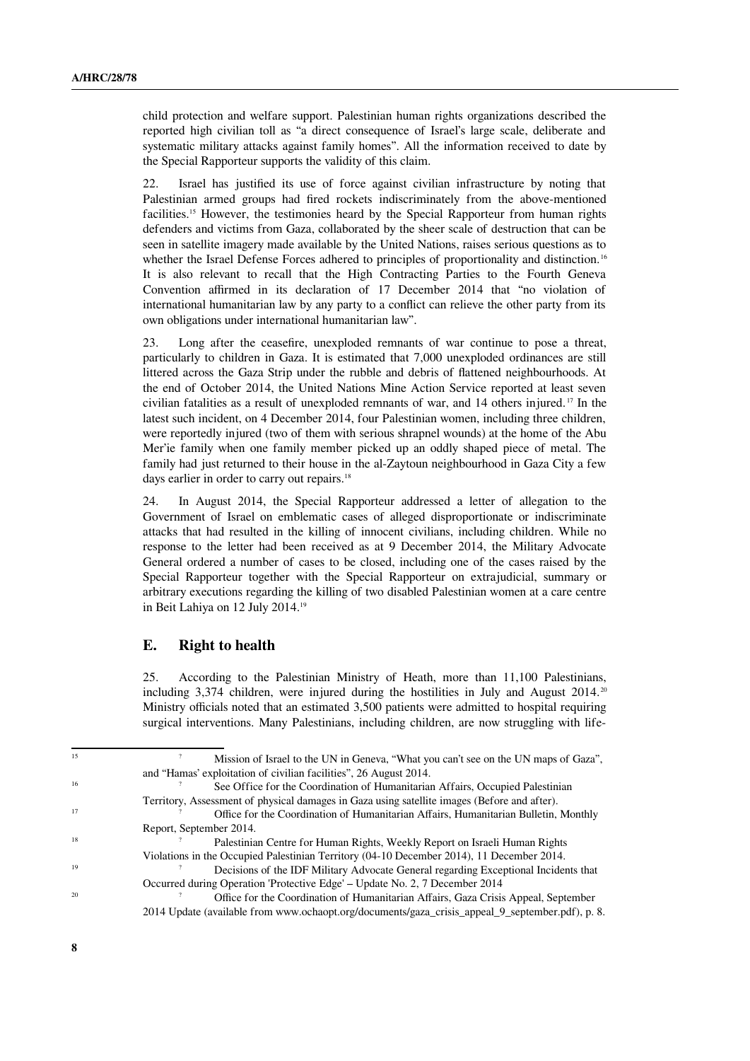child protection and welfare support. Palestinian human rights organizations described the reported high civilian toll as "a direct consequence of Israel's large scale, deliberate and systematic military attacks against family homes". All the information received to date by the Special Rapporteur supports the validity of this claim.

22. Israel has justified its use of force against civilian infrastructure by noting that Palestinian armed groups had fired rockets indiscriminately from the above-mentioned facilities.[15] However, the testimonies heard by the Special Rapporteur from human rights defenders and victims from Gaza, collaborated by the sheer scale of destruction that can be seen in satellite imagery made available by the United Nations, raises serious questions as to whether the Israel Defense Forces adhered to principles of proportionality and distinction.[16] It is also relevant to recall that the High Contracting Parties to the Fourth Geneva Convention affirmed in its declaration of 17 December 2014 that "no violation of international humanitarian law by any party to a conflict can relieve the other party from its own obligations under international humanitarian law".

23. Long after the ceasefire, unexploded remnants of war continue to pose a threat, particularly to children in Gaza. It is estimated that 7,000 unexploded ordinances are still littered across the Gaza Strip under the rubble and debris of flattened neighbourhoods. At the end of October 2014, the United Nations Mine Action Service reported at least seven civilian fatalities as a result of unexploded remnants of war, and 14 others injured.[17] In the latest such incident, on 4 December 2014, four Palestinian women, including three children, were reportedly injured (two of them with serious shrapnel wounds) at the home of the Abu Mer'ie family when one family member picked up an oddly shaped piece of metal. The family had just returned to their house in the al-Zaytoun neighbourhood in Gaza City a few days earlier in order to carry out repairs.[18]

24. In August 2014, the Special Rapporteur addressed a letter of allegation to the Government of Israel on emblematic cases of alleged disproportionate or indiscriminate attacks that had resulted in the killing of innocent civilians, including children. While no response to the letter had been received as at 9 December 2014, the Military Advocate General ordered a number of cases to be closed, including one of the cases raised by the Special Rapporteur together with the Special Rapporteur on extrajudicial, summary or arbitrary executions regarding the killing of two disabled Palestinian women at a care centre in Beit Lahiya on 12 July 2014.[19]

## E. Right to health

25. According to the Palestinian Ministry of Heath, more than 11,100 Palestinians, including 3,374 children, were injured during the hostilities in July and August 2014.[20] Ministry officials noted that an estimated 3,500 patients were admitted to hospital requiring surgical interventions. Many Palestinians, including children, are now struggling with life-

---

[15] Mission of Israel to the UN in Geneva, "What you can't see on the UN maps of Gaza", and "Hamas' exploitation of civilian facilities", 26 August 2014.

[16] See Office for the Coordination of Humanitarian Affairs, Occupied Palestinian Territory, Assessment of physical damages in Gaza using satellite images (Before and after).

[17] Office for the Coordination of Humanitarian Affairs, Humanitarian Bulletin, Monthly Report, September 2014.

[18] Palestinian Centre for Human Rights, Weekly Report on Israeli Human Rights Violations in the Occupied Palestinian Territory (04-10 December 2014), 11 December 2014.

[19] Decisions of the IDF Military Advocate General regarding Exceptional Incidents that Occurred during Operation 'Protective Edge' – Update No. 2, 7 December 2014

[20] Office for the Coordination of Humanitarian Affairs, Gaza Crisis Appeal, September 2014 Update (available from www.ochaopt.org/documents/gaza_crisis_appeal_9_september.pdf), p. 8.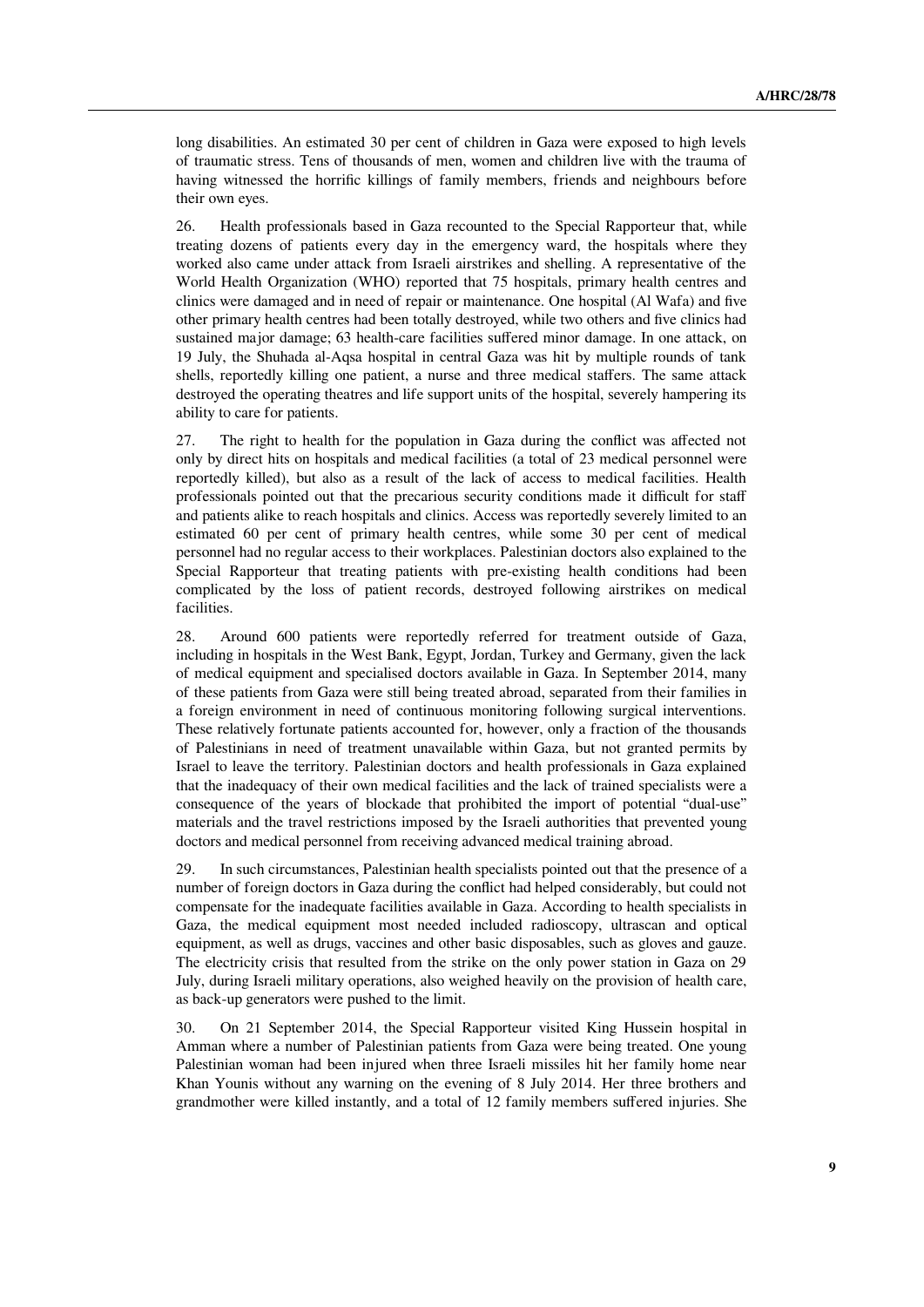long disabilities. An estimated 30 per cent of children in Gaza were exposed to high levels of traumatic stress. Tens of thousands of men, women and children live with the trauma of having witnessed the horrific killings of family members, friends and neighbours before their own eyes.

26. Health professionals based in Gaza recounted to the Special Rapporteur that, while treating dozens of patients every day in the emergency ward, the hospitals where they worked also came under attack from Israeli airstrikes and shelling. A representative of the World Health Organization (WHO) reported that 75 hospitals, primary health centres and clinics were damaged and in need of repair or maintenance. One hospital (Al Wafa) and five other primary health centres had been totally destroyed, while two others and five clinics had sustained major damage; 63 health-care facilities suffered minor damage. In one attack, on 19 July, the Shuhada al-Aqsa hospital in central Gaza was hit by multiple rounds of tank shells, reportedly killing one patient, a nurse and three medical staffers. The same attack destroyed the operating theatres and life support units of the hospital, severely hampering its ability to care for patients.

27. The right to health for the population in Gaza during the conflict was affected not only by direct hits on hospitals and medical facilities (a total of 23 medical personnel were reportedly killed), but also as a result of the lack of access to medical facilities. Health professionals pointed out that the precarious security conditions made it difficult for staff and patients alike to reach hospitals and clinics. Access was reportedly severely limited to an estimated 60 per cent of primary health centres, while some 30 per cent of medical personnel had no regular access to their workplaces. Palestinian doctors also explained to the Special Rapporteur that treating patients with pre-existing health conditions had been complicated by the loss of patient records, destroyed following airstrikes on medical facilities.

28. Around 600 patients were reportedly referred for treatment outside of Gaza, including in hospitals in the West Bank, Egypt, Jordan, Turkey and Germany, given the lack of medical equipment and specialised doctors available in Gaza. In September 2014, many of these patients from Gaza were still being treated abroad, separated from their families in a foreign environment in need of continuous monitoring following surgical interventions. These relatively fortunate patients accounted for, however, only a fraction of the thousands of Palestinians in need of treatment unavailable within Gaza, but not granted permits by Israel to leave the territory. Palestinian doctors and health professionals in Gaza explained that the inadequacy of their own medical facilities and the lack of trained specialists were a consequence of the years of blockade that prohibited the import of potential "dual-use" materials and the travel restrictions imposed by the Israeli authorities that prevented young doctors and medical personnel from receiving advanced medical training abroad.

29. In such circumstances, Palestinian health specialists pointed out that the presence of a number of foreign doctors in Gaza during the conflict had helped considerably, but could not compensate for the inadequate facilities available in Gaza. According to health specialists in Gaza, the medical equipment most needed included radioscopy, ultrascan and optical equipment, as well as drugs, vaccines and other basic disposables, such as gloves and gauze. The electricity crisis that resulted from the strike on the only power station in Gaza on 29 July, during Israeli military operations, also weighed heavily on the provision of health care, as back-up generators were pushed to the limit.

30. On 21 September 2014, the Special Rapporteur visited King Hussein hospital in Amman where a number of Palestinian patients from Gaza were being treated. One young Palestinian woman had been injured when three Israeli missiles hit her family home near Khan Younis without any warning on the evening of 8 July 2014. Her three brothers and grandmother were killed instantly, and a total of 12 family members suffered injuries. She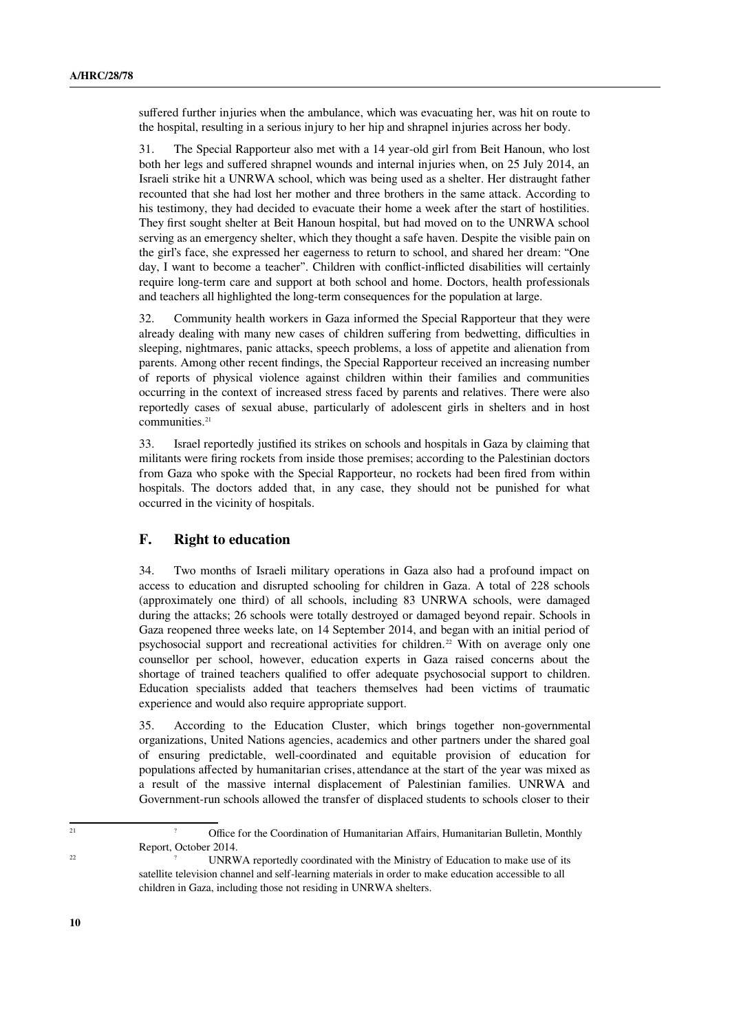suffered further injuries when the ambulance, which was evacuating her, was hit on route to the hospital, resulting in a serious injury to her hip and shrapnel injuries across her body.

31. The Special Rapporteur also met with a 14 year-old girl from Beit Hanoun, who lost both her legs and suffered shrapnel wounds and internal injuries when, on 25 July 2014, an Israeli strike hit a UNRWA school, which was being used as a shelter. Her distraught father recounted that she had lost her mother and three brothers in the same attack. According to his testimony, they had decided to evacuate their home a week after the start of hostilities. They first sought shelter at Beit Hanoun hospital, but had moved on to the UNRWA school serving as an emergency shelter, which they thought a safe haven. Despite the visible pain on the girl's face, she expressed her eagerness to return to school, and shared her dream: "One day, I want to become a teacher". Children with conflict-inflicted disabilities will certainly require long-term care and support at both school and home. Doctors, health professionals and teachers all highlighted the long-term consequences for the population at large.

32. Community health workers in Gaza informed the Special Rapporteur that they were already dealing with many new cases of children suffering from bedwetting, difficulties in sleeping, nightmares, panic attacks, speech problems, a loss of appetite and alienation from parents. Among other recent findings, the Special Rapporteur received an increasing number of reports of physical violence against children within their families and communities occurring in the context of increased stress faced by parents and relatives. There were also reportedly cases of sexual abuse, particularly of adolescent girls in shelters and in host communities.[21]

33. Israel reportedly justified its strikes on schools and hospitals in Gaza by claiming that militants were firing rockets from inside those premises; according to the Palestinian doctors from Gaza who spoke with the Special Rapporteur, no rockets had been fired from within hospitals. The doctors added that, in any case, they should not be punished for what occurred in the vicinity of hospitals.

## F. Right to education

34. Two months of Israeli military operations in Gaza also had a profound impact on access to education and disrupted schooling for children in Gaza. A total of 228 schools (approximately one third) of all schools, including 83 UNRWA schools, were damaged during the attacks; 26 schools were totally destroyed or damaged beyond repair. Schools in Gaza reopened three weeks late, on 14 September 2014, and began with an initial period of psychosocial support and recreational activities for children.[22] With on average only one counsellor per school, however, education experts in Gaza raised concerns about the shortage of trained teachers qualified to offer adequate psychosocial support to children. Education specialists added that teachers themselves had been victims of traumatic experience and would also require appropriate support.

35. According to the Education Cluster, which brings together non-governmental organizations, United Nations agencies, academics and other partners under the shared goal of ensuring predictable, well-coordinated and equitable provision of education for populations affected by humanitarian crises, attendance at the start of the year was mixed as a result of the massive internal displacement of Palestinian families. UNRWA and Government-run schools allowed the transfer of displaced students to schools closer to their

---

[21] Office for the Coordination of Humanitarian Affairs, Humanitarian Bulletin, Monthly Report, October 2014.

[22] UNRWA reportedly coordinated with the Ministry of Education to make use of its satellite television channel and self-learning materials in order to make education accessible to all children in Gaza, including those not residing in UNRWA shelters.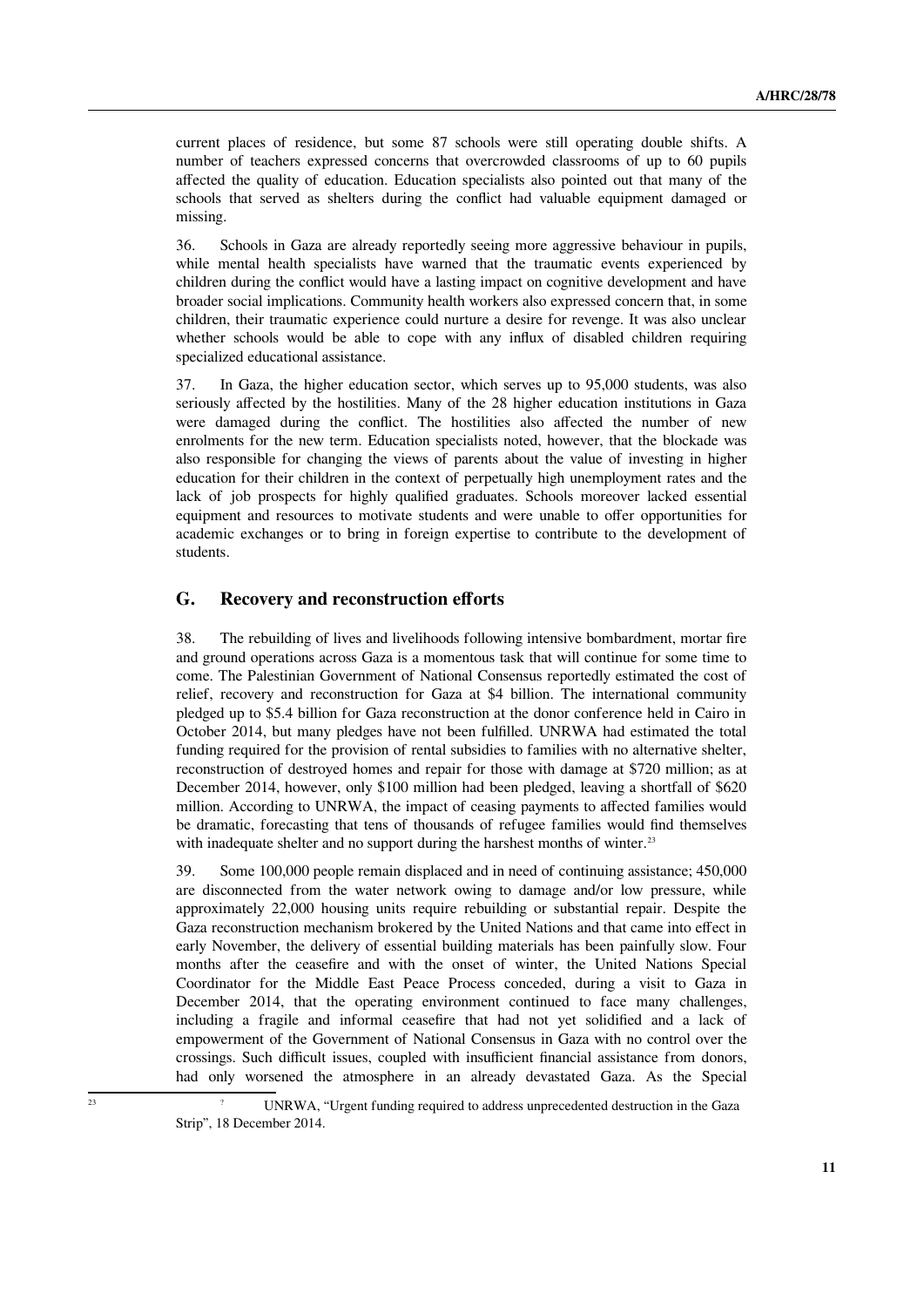current places of residence, but some 87 schools were still operating double shifts. A number of teachers expressed concerns that overcrowded classrooms of up to 60 pupils affected the quality of education. Education specialists also pointed out that many of the schools that served as shelters during the conflict had valuable equipment damaged or missing.

36. Schools in Gaza are already reportedly seeing more aggressive behaviour in pupils, while mental health specialists have warned that the traumatic events experienced by children during the conflict would have a lasting impact on cognitive development and have broader social implications. Community health workers also expressed concern that, in some children, their traumatic experience could nurture a desire for revenge. It was also unclear whether schools would be able to cope with any influx of disabled children requiring specialized educational assistance.

37. In Gaza, the higher education sector, which serves up to 95,000 students, was also seriously affected by the hostilities. Many of the 28 higher education institutions in Gaza were damaged during the conflict. The hostilities also affected the number of new enrolments for the new term. Education specialists noted, however, that the blockade was also responsible for changing the views of parents about the value of investing in higher education for their children in the context of perpetually high unemployment rates and the lack of job prospects for highly qualified graduates. Schools moreover lacked essential equipment and resources to motivate students and were unable to offer opportunities for academic exchanges or to bring in foreign expertise to contribute to the development of students.

## G. Recovery and reconstruction efforts

38. The rebuilding of lives and livelihoods following intensive bombardment, mortar fire and ground operations across Gaza is a momentous task that will continue for some time to come. The Palestinian Government of National Consensus reportedly estimated the cost of relief, recovery and reconstruction for Gaza at $4 billion. The international community pledged up to $5.4 billion for Gaza reconstruction at the donor conference held in Cairo in October 2014, but many pledges have not been fulfilled. UNRWA had estimated the total funding required for the provision of rental subsidies to families with no alternative shelter, reconstruction of destroyed homes and repair for those with damage at $720 million; as at December 2014, however, only $100 million had been pledged, leaving a shortfall of $620 million. According to UNRWA, the impact of ceasing payments to affected families would be dramatic, forecasting that tens of thousands of refugee families would find themselves with inadequate shelter and no support during the harshest months of winter.[23]

39. Some 100,000 people remain displaced and in need of continuing assistance; 450,000 are disconnected from the water network owing to damage and/or low pressure, while approximately 22,000 housing units require rebuilding or substantial repair. Despite the Gaza reconstruction mechanism brokered by the United Nations and that came into effect in early November, the delivery of essential building materials has been painfully slow. Four months after the ceasefire and with the onset of winter, the United Nations Special Coordinator for the Middle East Peace Process conceded, during a visit to Gaza in December 2014, that the operating environment continued to face many challenges, including a fragile and informal ceasefire that had not yet solidified and a lack of empowerment of the Government of National Consensus in Gaza with no control over the crossings. Such difficult issues, coupled with insufficient financial assistance from donors, had only worsened the atmosphere in an already devastated Gaza. As the Special

[23] UNRWA, "Urgent funding required to address unprecedented destruction in the Gaza Strip", 18 December 2014.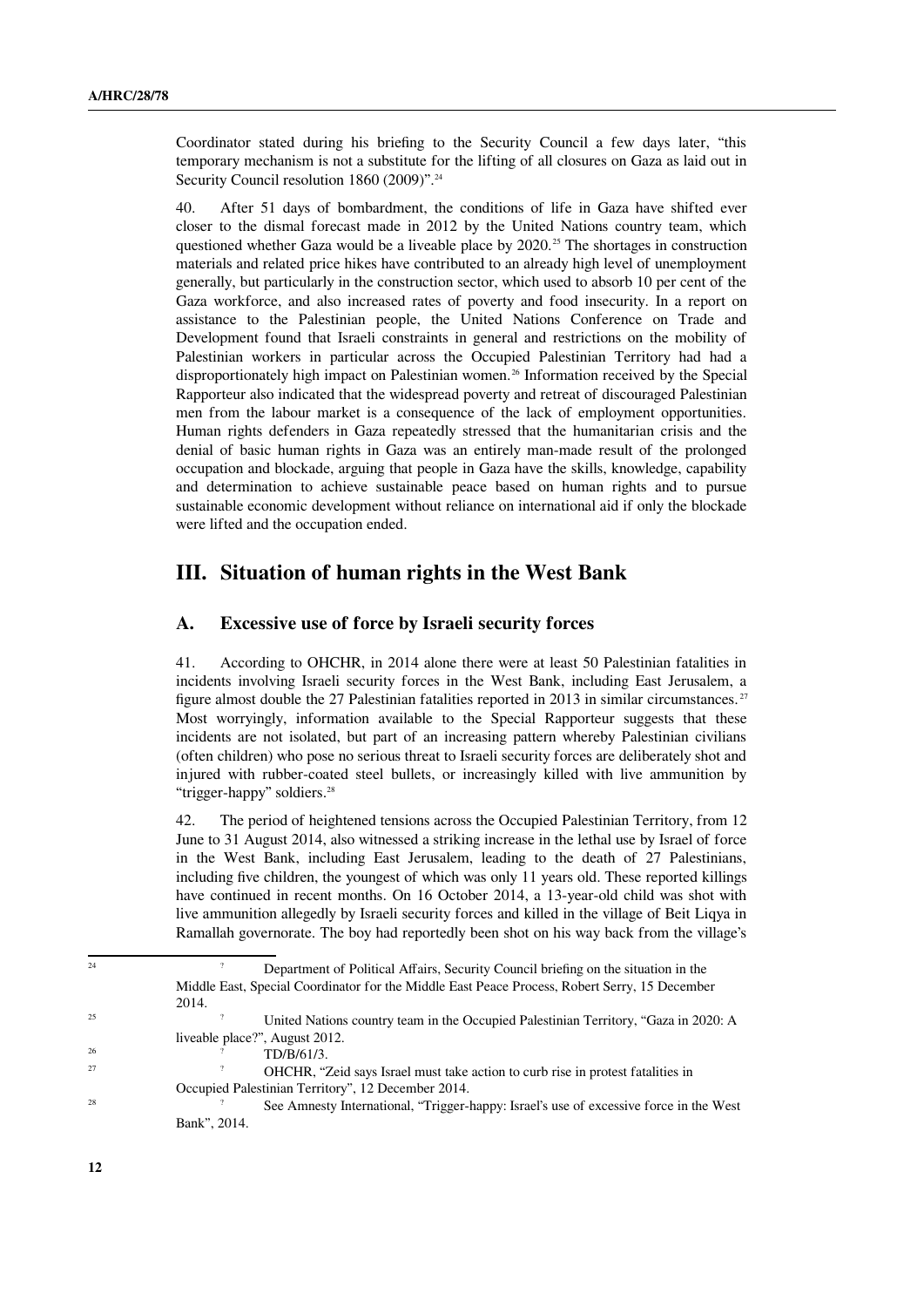Coordinator stated during his briefing to the Security Council a few days later, "this temporary mechanism is not a substitute for the lifting of all closures on Gaza as laid out in Security Council resolution 1860 (2009)".[24]

40. After 51 days of bombardment, the conditions of life in Gaza have shifted ever closer to the dismal forecast made in 2012 by the United Nations country team, which questioned whether Gaza would be a liveable place by 2020.[25] The shortages in construction materials and related price hikes have contributed to an already high level of unemployment generally, but particularly in the construction sector, which used to absorb 10 per cent of the Gaza workforce, and also increased rates of poverty and food insecurity. In a report on assistance to the Palestinian people, the United Nations Conference on Trade and Development found that Israeli constraints in general and restrictions on the mobility of Palestinian workers in particular across the Occupied Palestinian Territory had had a disproportionately high impact on Palestinian women.[26] Information received by the Special Rapporteur also indicated that the widespread poverty and retreat of discouraged Palestinian men from the labour market is a consequence of the lack of employment opportunities. Human rights defenders in Gaza repeatedly stressed that the humanitarian crisis and the denial of basic human rights in Gaza was an entirely man-made result of the prolonged occupation and blockade, arguing that people in Gaza have the skills, knowledge, capability and determination to achieve sustainable peace based on human rights and to pursue sustainable economic development without reliance on international aid if only the blockade were lifted and the occupation ended.

## III. Situation of human rights in the West Bank

### A. Excessive use of force by Israeli security forces

41. According to OHCHR, in 2014 alone there were at least 50 Palestinian fatalities in incidents involving Israeli security forces in the West Bank, including East Jerusalem, a figure almost double the 27 Palestinian fatalities reported in 2013 in similar circumstances.[27] Most worryingly, information available to the Special Rapporteur suggests that these incidents are not isolated, but part of an increasing pattern whereby Palestinian civilians (often children) who pose no serious threat to Israeli security forces are deliberately shot and injured with rubber-coated steel bullets, or increasingly killed with live ammunition by "trigger-happy" soldiers.[28]

42. The period of heightened tensions across the Occupied Palestinian Territory, from 12 June to 31 August 2014, also witnessed a striking increase in the lethal use by Israel of force in the West Bank, including East Jerusalem, leading to the death of 27 Palestinians, including five children, the youngest of which was only 11 years old. These reported killings have continued in recent months. On 16 October 2014, a 13-year-old child was shot with live ammunition allegedly by Israeli security forces and killed in the village of Beit Liqya in Ramallah governorate. The boy had reportedly been shot on his way back from the village's

---

[24] Department of Political Affairs, Security Council briefing on the situation in the Middle East, Special Coordinator for the Middle East Peace Process, Robert Serry, 15 December 2014.

[25] United Nations country team in the Occupied Palestinian Territory, "Gaza in 2020: A liveable place?", August 2012.

[26] TD/B/61/3.

[27] OHCHR, "Zeid says Israel must take action to curb rise in protest fatalities in Occupied Palestinian Territory", 12 December 2014.

[28] See Amnesty International, "Trigger-happy: Israel's use of excessive force in the West Bank", 2014.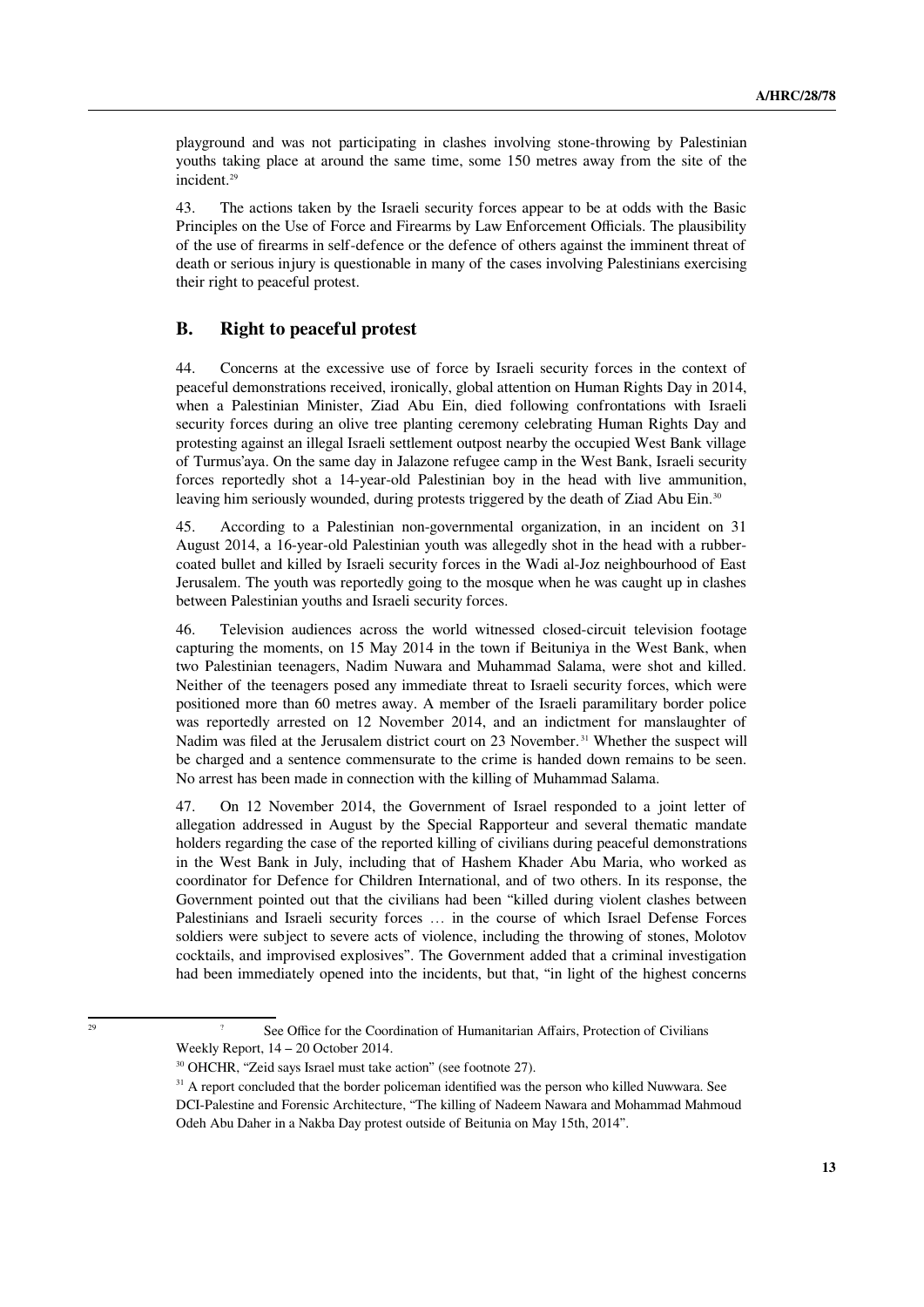playground and was not participating in clashes involving stone-throwing by Palestinian youths taking place at around the same time, some 150 metres away from the site of the incident.[29]

43. The actions taken by the Israeli security forces appear to be at odds with the Basic Principles on the Use of Force and Firearms by Law Enforcement Officials. The plausibility of the use of firearms in self-defence or the defence of others against the imminent threat of death or serious injury is questionable in many of the cases involving Palestinians exercising their right to peaceful protest.

## B. Right to peaceful protest

44. Concerns at the excessive use of force by Israeli security forces in the context of peaceful demonstrations received, ironically, global attention on Human Rights Day in 2014, when a Palestinian Minister, Ziad Abu Ein, died following confrontations with Israeli security forces during an olive tree planting ceremony celebrating Human Rights Day and protesting against an illegal Israeli settlement outpost nearby the occupied West Bank village of Turmus'aya. On the same day in Jalazone refugee camp in the West Bank, Israeli security forces reportedly shot a 14-year-old Palestinian boy in the head with live ammunition, leaving him seriously wounded, during protests triggered by the death of Ziad Abu Ein.[30]

45. According to a Palestinian non-governmental organization, in an incident on 31 August 2014, a 16-year-old Palestinian youth was allegedly shot in the head with a rubber-coated bullet and killed by Israeli security forces in the Wadi al-Joz neighbourhood of East Jerusalem. The youth was reportedly going to the mosque when he was caught up in clashes between Palestinian youths and Israeli security forces.

46. Television audiences across the world witnessed closed-circuit television footage capturing the moments, on 15 May 2014 in the town if Beituniya in the West Bank, when two Palestinian teenagers, Nadim Nuwara and Muhammad Salama, were shot and killed. Neither of the teenagers posed any immediate threat to Israeli security forces, which were positioned more than 60 metres away. A member of the Israeli paramilitary border police was reportedly arrested on 12 November 2014, and an indictment for manslaughter of Nadim was filed at the Jerusalem district court on 23 November.[31] Whether the suspect will be charged and a sentence commensurate to the crime is handed down remains to be seen. No arrest has been made in connection with the killing of Muhammad Salama.

47. On 12 November 2014, the Government of Israel responded to a joint letter of allegation addressed in August by the Special Rapporteur and several thematic mandate holders regarding the case of the reported killing of civilians during peaceful demonstrations in the West Bank in July, including that of Hashem Khader Abu Maria, who worked as coordinator for Defence for Children International, and of two others. In its response, the Government pointed out that the civilians had been "killed during violent clashes between Palestinians and Israeli security forces … in the course of which Israel Defense Forces soldiers were subject to severe acts of violence, including the throwing of stones, Molotov cocktails, and improvised explosives". The Government added that a criminal investigation had been immediately opened into the incidents, but that, "in light of the highest concerns

---

[29] See Office for the Coordination of Humanitarian Affairs, Protection of Civilians Weekly Report, 14 – 20 October 2014.

[30] OHCHR, "Zeid says Israel must take action" (see footnote 27).

[31] A report concluded that the border policeman identified was the person who killed Nuwwara. See DCI-Palestine and Forensic Architecture, "The killing of Nadeem Nawara and Mohammad Mahmoud Odeh Abu Daher in a Nakba Day protest outside of Beitunia on May 15th, 2014".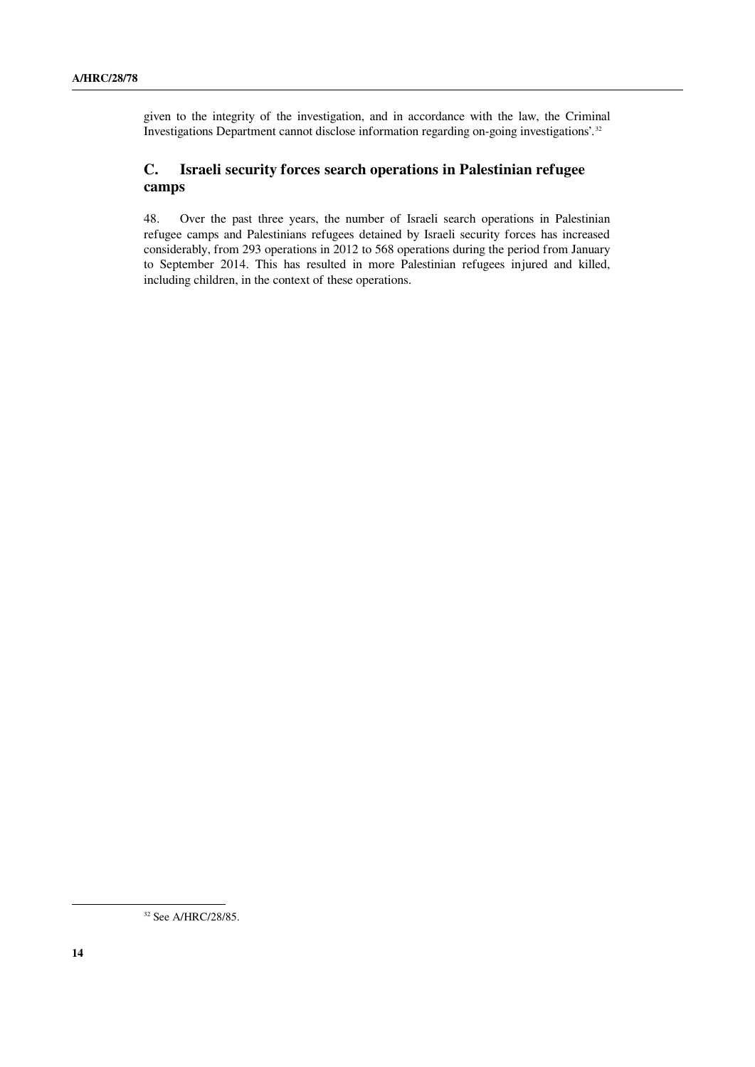given to the integrity of the investigation, and in accordance with the law, the Criminal Investigations Department cannot disclose information regarding on-going investigations'.[32]

## C. Israeli security forces search operations in Palestinian refugee camps

48. Over the past three years, the number of Israeli search operations in Palestinian refugee camps and Palestinians refugees detained by Israeli security forces has increased considerably, from 293 operations in 2012 to 568 operations during the period from January to September 2014. This has resulted in more Palestinian refugees injured and killed, including children, in the context of these operations.

---

[32] See A/HRC/28/85.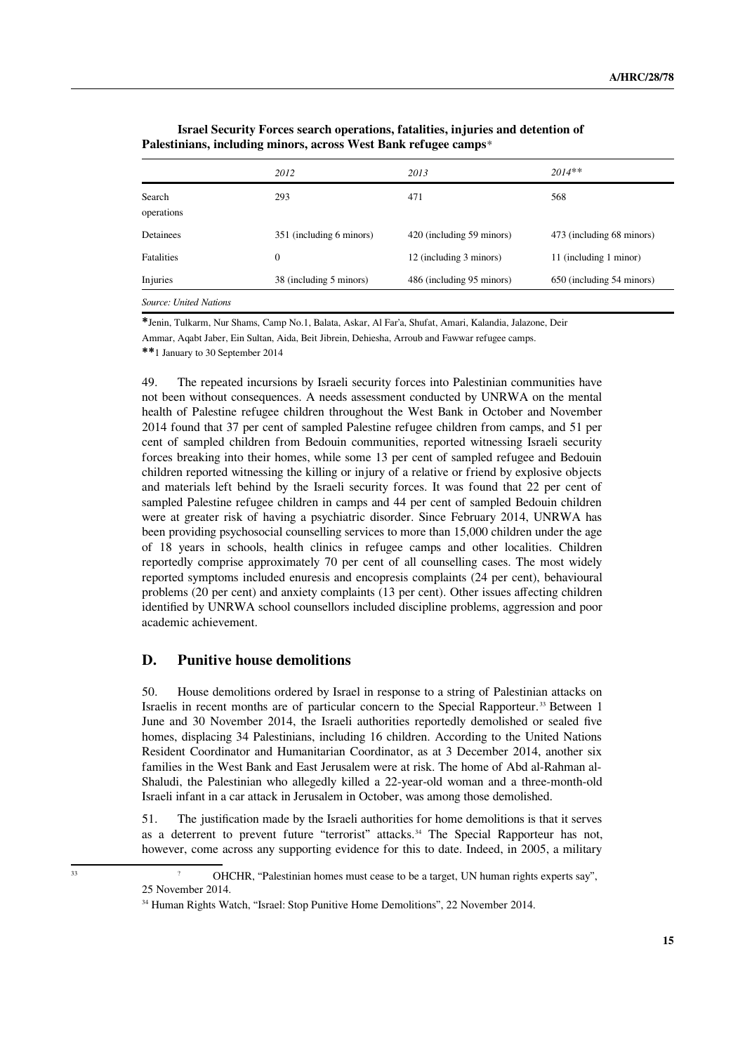**Israel Security Forces search operations, fatalities, injuries and detention of Palestinians, including minors, across West Bank refugee camps***

| | *2012* | *2013* | *2014*** |
|---|---|---|---|
| Search operations | 293 | 471 | 568 |
| Detainees | 351 (including 6 minors) | 420 (including 59 minors) | 473 (including 68 minors) |
| Fatalities | 0 | 12 (including 3 minors) | 11 (including 1 minor) |
| Injuries | 38 (including 5 minors) | 486 (including 95 minors) | 650 (including 54 minors) |

*Source: United Nations*

**\***Jenin, Tulkarm, Nur Shams, Camp No.1, Balata, Askar, Al Far'a, Shufat, Amari, Kalandia, Jalazone, Deir Ammar, Aqabt Jaber, Ein Sultan, Aida, Beit Jibrein, Dehiesha, Arroub and Fawwar refugee camps.

**\*\***1 January to 30 September 2014

49. The repeated incursions by Israeli security forces into Palestinian communities have not been without consequences. A needs assessment conducted by UNRWA on the mental health of Palestine refugee children throughout the West Bank in October and November 2014 found that 37 per cent of sampled Palestine refugee children from camps, and 51 per cent of sampled children from Bedouin communities, reported witnessing Israeli security forces breaking into their homes, while some 13 per cent of sampled refugee and Bedouin children reported witnessing the killing or injury of a relative or friend by explosive objects and materials left behind by the Israeli security forces. It was found that 22 per cent of sampled Palestine refugee children in camps and 44 per cent of sampled Bedouin children were at greater risk of having a psychiatric disorder. Since February 2014, UNRWA has been providing psychosocial counselling services to more than 15,000 children under the age of 18 years in schools, health clinics in refugee camps and other localities. Children reportedly comprise approximately 70 per cent of all counselling cases. The most widely reported symptoms included enuresis and encopresis complaints (24 per cent), behavioural problems (20 per cent) and anxiety complaints (13 per cent). Other issues affecting children identified by UNRWA school counsellors included discipline problems, aggression and poor academic achievement.

## D. Punitive house demolitions

50. House demolitions ordered by Israel in response to a string of Palestinian attacks on Israelis in recent months are of particular concern to the Special Rapporteur.[33] Between 1 June and 30 November 2014, the Israeli authorities reportedly demolished or sealed five homes, displacing 34 Palestinians, including 16 children. According to the United Nations Resident Coordinator and Humanitarian Coordinator, as at 3 December 2014, another six families in the West Bank and East Jerusalem were at risk. The home of Abd al-Rahman al-Shaludi, the Palestinian who allegedly killed a 22-year-old woman and a three-month-old Israeli infant in a car attack in Jerusalem in October, was among those demolished.

51. The justification made by the Israeli authorities for home demolitions is that it serves as a deterrent to prevent future "terrorist" attacks.[34] The Special Rapporteur has not, however, come across any supporting evidence for this to date. Indeed, in 2005, a military

---

[33] OHCHR, "Palestinian homes must cease to be a target, UN human rights experts say", 25 November 2014.

[34] Human Rights Watch, "Israel: Stop Punitive Home Demolitions", 22 November 2014.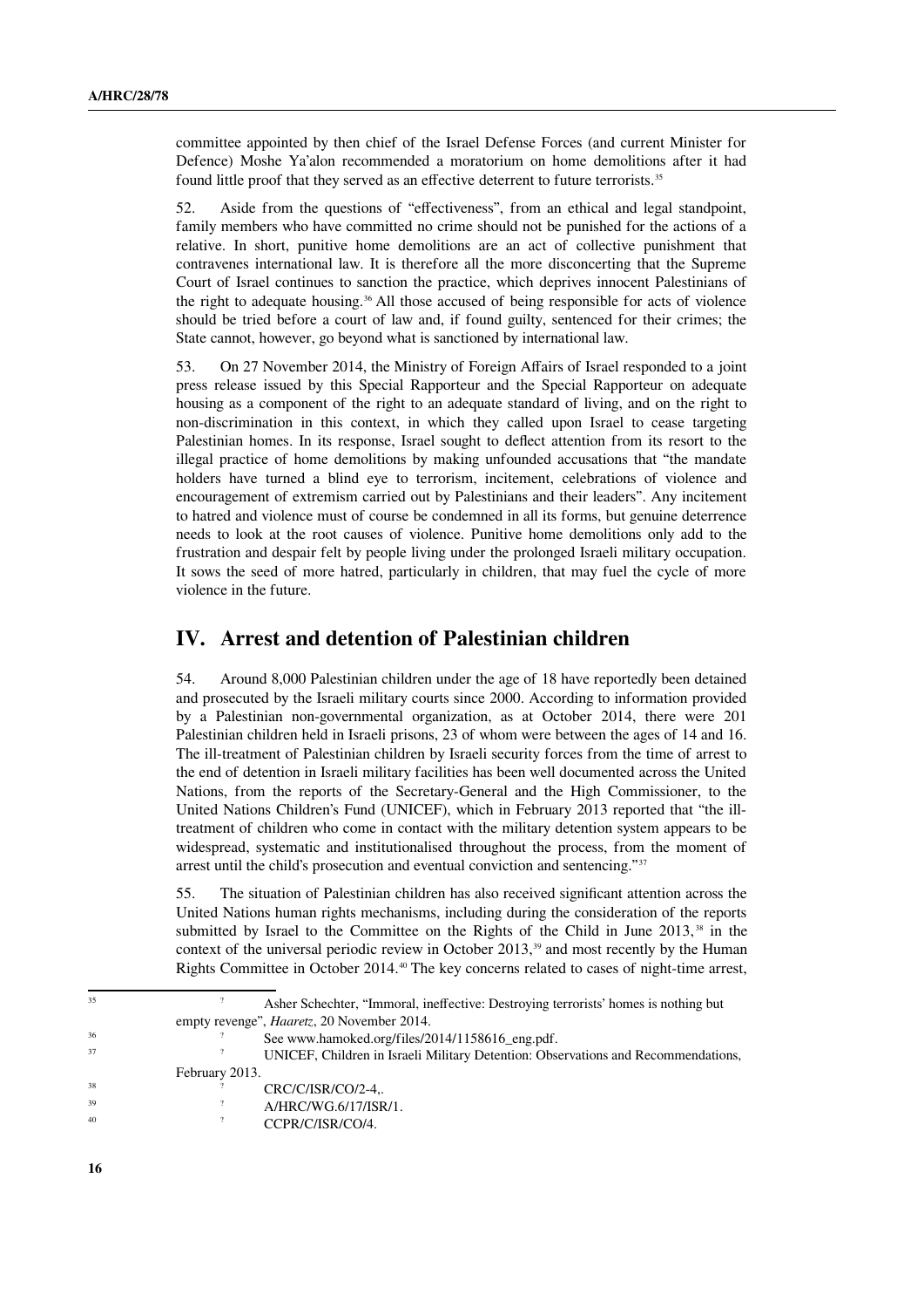committee appointed by then chief of the Israel Defense Forces (and current Minister for Defence) Moshe Ya'alon recommended a moratorium on home demolitions after it had found little proof that they served as an effective deterrent to future terrorists.[35]

52. Aside from the questions of "effectiveness", from an ethical and legal standpoint, family members who have committed no crime should not be punished for the actions of a relative. In short, punitive home demolitions are an act of collective punishment that contravenes international law. It is therefore all the more disconcerting that the Supreme Court of Israel continues to sanction the practice, which deprives innocent Palestinians of the right to adequate housing.[36] All those accused of being responsible for acts of violence should be tried before a court of law and, if found guilty, sentenced for their crimes; the State cannot, however, go beyond what is sanctioned by international law.

53. On 27 November 2014, the Ministry of Foreign Affairs of Israel responded to a joint press release issued by this Special Rapporteur and the Special Rapporteur on adequate housing as a component of the right to an adequate standard of living, and on the right to non-discrimination in this context, in which they called upon Israel to cease targeting Palestinian homes. In its response, Israel sought to deflect attention from its resort to the illegal practice of home demolitions by making unfounded accusations that "the mandate holders have turned a blind eye to terrorism, incitement, celebrations of violence and encouragement of extremism carried out by Palestinians and their leaders". Any incitement to hatred and violence must of course be condemned in all its forms, but genuine deterrence needs to look at the root causes of violence. Punitive home demolitions only add to the frustration and despair felt by people living under the prolonged Israeli military occupation. It sows the seed of more hatred, particularly in children, that may fuel the cycle of more violence in the future.

## IV. Arrest and detention of Palestinian children

54. Around 8,000 Palestinian children under the age of 18 have reportedly been detained and prosecuted by the Israeli military courts since 2000. According to information provided by a Palestinian non-governmental organization, as at October 2014, there were 201 Palestinian children held in Israeli prisons, 23 of whom were between the ages of 14 and 16. The ill-treatment of Palestinian children by Israeli security forces from the time of arrest to the end of detention in Israeli military facilities has been well documented across the United Nations, from the reports of the Secretary-General and the High Commissioner, to the United Nations Children's Fund (UNICEF), which in February 2013 reported that "the ill-treatment of children who come in contact with the military detention system appears to be widespread, systematic and institutionalised throughout the process, from the moment of arrest until the child's prosecution and eventual conviction and sentencing."[37]

55. The situation of Palestinian children has also received significant attention across the United Nations human rights mechanisms, including during the consideration of the reports submitted by Israel to the Committee on the Rights of the Child in June 2013,[38] in the context of the universal periodic review in October 2013,[39] and most recently by the Human Rights Committee in October 2014.[40] The key concerns related to cases of night-time arrest,

---

[35] Asher Schechter, "Immoral, ineffective: Destroying terrorists' homes is nothing but empty revenge", *Haaretz*, 20 November 2014.

[36] See www.hamoked.org/files/2014/1158616_eng.pdf.

[37] UNICEF, Children in Israeli Military Detention: Observations and Recommendations, February 2013.

[38] CRC/C/ISR/CO/2-4,.

[39] A/HRC/WG.6/17/ISR/1.

[40] CCPR/C/ISR/CO/4.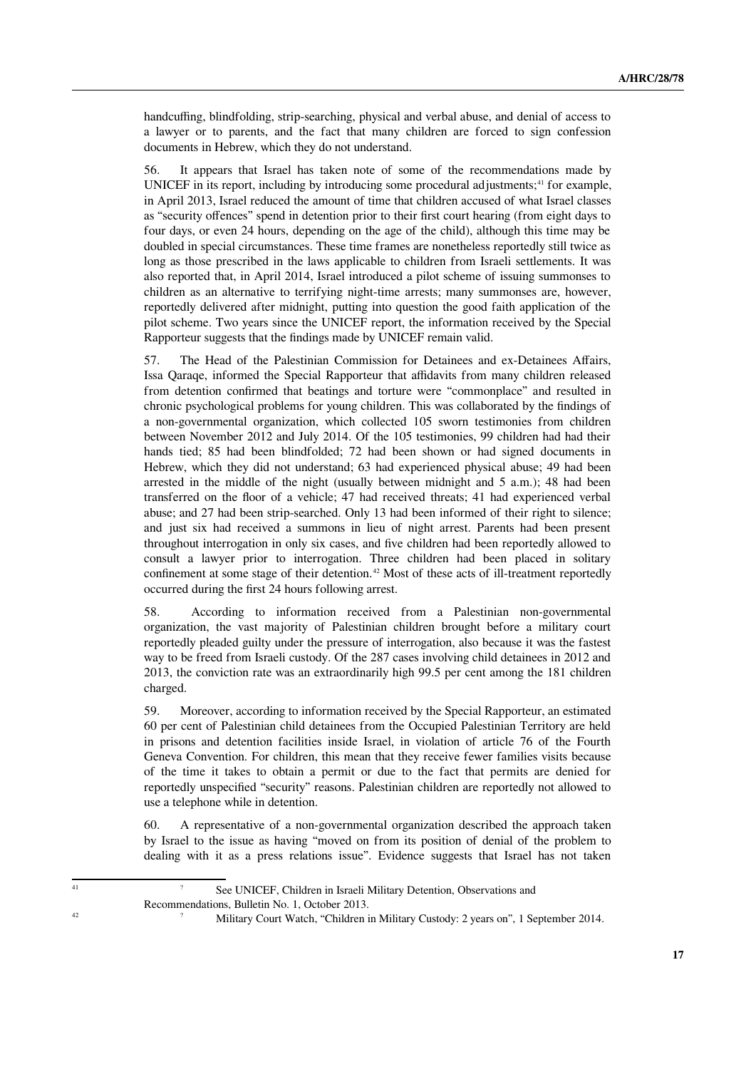handcuffing, blindfolding, strip-searching, physical and verbal abuse, and denial of access to a lawyer or to parents, and the fact that many children are forced to sign confession documents in Hebrew, which they do not understand.

56. It appears that Israel has taken note of some of the recommendations made by UNICEF in its report, including by introducing some procedural adjustments;[41] for example, in April 2013, Israel reduced the amount of time that children accused of what Israel classes as "security offences" spend in detention prior to their first court hearing (from eight days to four days, or even 24 hours, depending on the age of the child), although this time may be doubled in special circumstances. These time frames are nonetheless reportedly still twice as long as those prescribed in the laws applicable to children from Israeli settlements. It was also reported that, in April 2014, Israel introduced a pilot scheme of issuing summonses to children as an alternative to terrifying night-time arrests; many summonses are, however, reportedly delivered after midnight, putting into question the good faith application of the pilot scheme. Two years since the UNICEF report, the information received by the Special Rapporteur suggests that the findings made by UNICEF remain valid.

57. The Head of the Palestinian Commission for Detainees and ex-Detainees Affairs, Issa Qaraqe, informed the Special Rapporteur that affidavits from many children released from detention confirmed that beatings and torture were "commonplace" and resulted in chronic psychological problems for young children. This was collaborated by the findings of a non-governmental organization, which collected 105 sworn testimonies from children between November 2012 and July 2014. Of the 105 testimonies, 99 children had had their hands tied; 85 had been blindfolded; 72 had been shown or had signed documents in Hebrew, which they did not understand; 63 had experienced physical abuse; 49 had been arrested in the middle of the night (usually between midnight and 5 a.m.); 48 had been transferred on the floor of a vehicle; 47 had received threats; 41 had experienced verbal abuse; and 27 had been strip-searched. Only 13 had been informed of their right to silence; and just six had received a summons in lieu of night arrest. Parents had been present throughout interrogation in only six cases, and five children had been reportedly allowed to consult a lawyer prior to interrogation. Three children had been placed in solitary confinement at some stage of their detention.[42] Most of these acts of ill-treatment reportedly occurred during the first 24 hours following arrest.

58. According to information received from a Palestinian non-governmental organization, the vast majority of Palestinian children brought before a military court reportedly pleaded guilty under the pressure of interrogation, also because it was the fastest way to be freed from Israeli custody. Of the 287 cases involving child detainees in 2012 and 2013, the conviction rate was an extraordinarily high 99.5 per cent among the 181 children charged.

59. Moreover, according to information received by the Special Rapporteur, an estimated 60 per cent of Palestinian child detainees from the Occupied Palestinian Territory are held in prisons and detention facilities inside Israel, in violation of article 76 of the Fourth Geneva Convention. For children, this mean that they receive fewer families visits because of the time it takes to obtain a permit or due to the fact that permits are denied for reportedly unspecified "security" reasons. Palestinian children are reportedly not allowed to use a telephone while in detention.

60. A representative of a non-governmental organization described the approach taken by Israel to the issue as having "moved on from its position of denial of the problem to dealing with it as a press relations issue". Evidence suggests that Israel has not taken

---

[41] See UNICEF, Children in Israeli Military Detention, Observations and Recommendations, Bulletin No. 1, October 2013.

[42] Military Court Watch, "Children in Military Custody: 2 years on", 1 September 2014.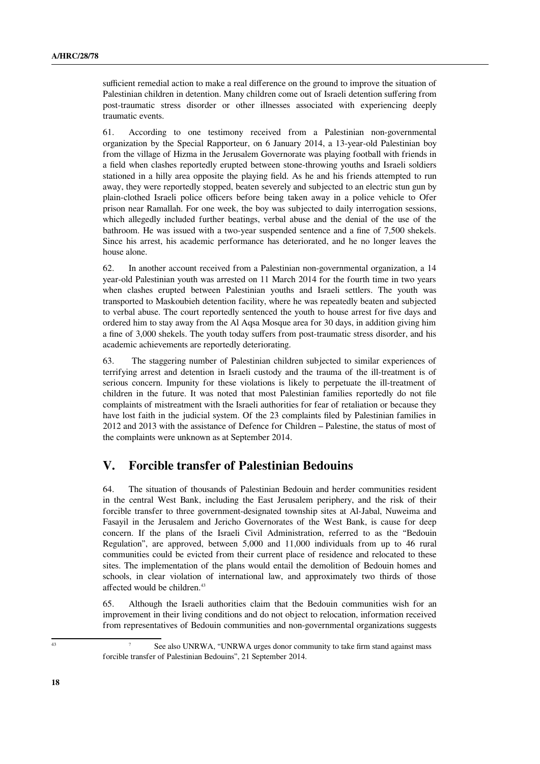sufficient remedial action to make a real difference on the ground to improve the situation of Palestinian children in detention. Many children come out of Israeli detention suffering from post-traumatic stress disorder or other illnesses associated with experiencing deeply traumatic events.

61. According to one testimony received from a Palestinian non-governmental organization by the Special Rapporteur, on 6 January 2014, a 13-year-old Palestinian boy from the village of Hizma in the Jerusalem Governorate was playing football with friends in a field when clashes reportedly erupted between stone-throwing youths and Israeli soldiers stationed in a hilly area opposite the playing field. As he and his friends attempted to run away, they were reportedly stopped, beaten severely and subjected to an electric stun gun by plain-clothed Israeli police officers before being taken away in a police vehicle to Ofer prison near Ramallah. For one week, the boy was subjected to daily interrogation sessions, which allegedly included further beatings, verbal abuse and the denial of the use of the bathroom. He was issued with a two-year suspended sentence and a fine of 7,500 shekels. Since his arrest, his academic performance has deteriorated, and he no longer leaves the house alone.

62. In another account received from a Palestinian non-governmental organization, a 14 year-old Palestinian youth was arrested on 11 March 2014 for the fourth time in two years when clashes erupted between Palestinian youths and Israeli settlers. The youth was transported to Maskoubieh detention facility, where he was repeatedly beaten and subjected to verbal abuse. The court reportedly sentenced the youth to house arrest for five days and ordered him to stay away from the Al Aqsa Mosque area for 30 days, in addition giving him a fine of 3,000 shekels. The youth today suffers from post-traumatic stress disorder, and his academic achievements are reportedly deteriorating.

63. The staggering number of Palestinian children subjected to similar experiences of terrifying arrest and detention in Israeli custody and the trauma of the ill-treatment is of serious concern. Impunity for these violations is likely to perpetuate the ill-treatment of children in the future. It was noted that most Palestinian families reportedly do not file complaints of mistreatment with the Israeli authorities for fear of retaliation or because they have lost faith in the judicial system. Of the 23 complaints filed by Palestinian families in 2012 and 2013 with the assistance of Defence for Children – Palestine, the status of most of the complaints were unknown as at September 2014.

## V. Forcible transfer of Palestinian Bedouins

64. The situation of thousands of Palestinian Bedouin and herder communities resident in the central West Bank, including the East Jerusalem periphery, and the risk of their forcible transfer to three government-designated township sites at Al-Jabal, Nuweima and Fasayil in the Jerusalem and Jericho Governorates of the West Bank, is cause for deep concern. If the plans of the Israeli Civil Administration, referred to as the "Bedouin Regulation", are approved, between 5,000 and 11,000 individuals from up to 46 rural communities could be evicted from their current place of residence and relocated to these sites. The implementation of the plans would entail the demolition of Bedouin homes and schools, in clear violation of international law, and approximately two thirds of those affected would be children.[43]

65. Although the Israeli authorities claim that the Bedouin communities wish for an improvement in their living conditions and do not object to relocation, information received from representatives of Bedouin communities and non-governmental organizations suggests

---

[43] ? See also UNRWA, "UNRWA urges donor community to take firm stand against mass forcible transfer of Palestinian Bedouins", 21 September 2014.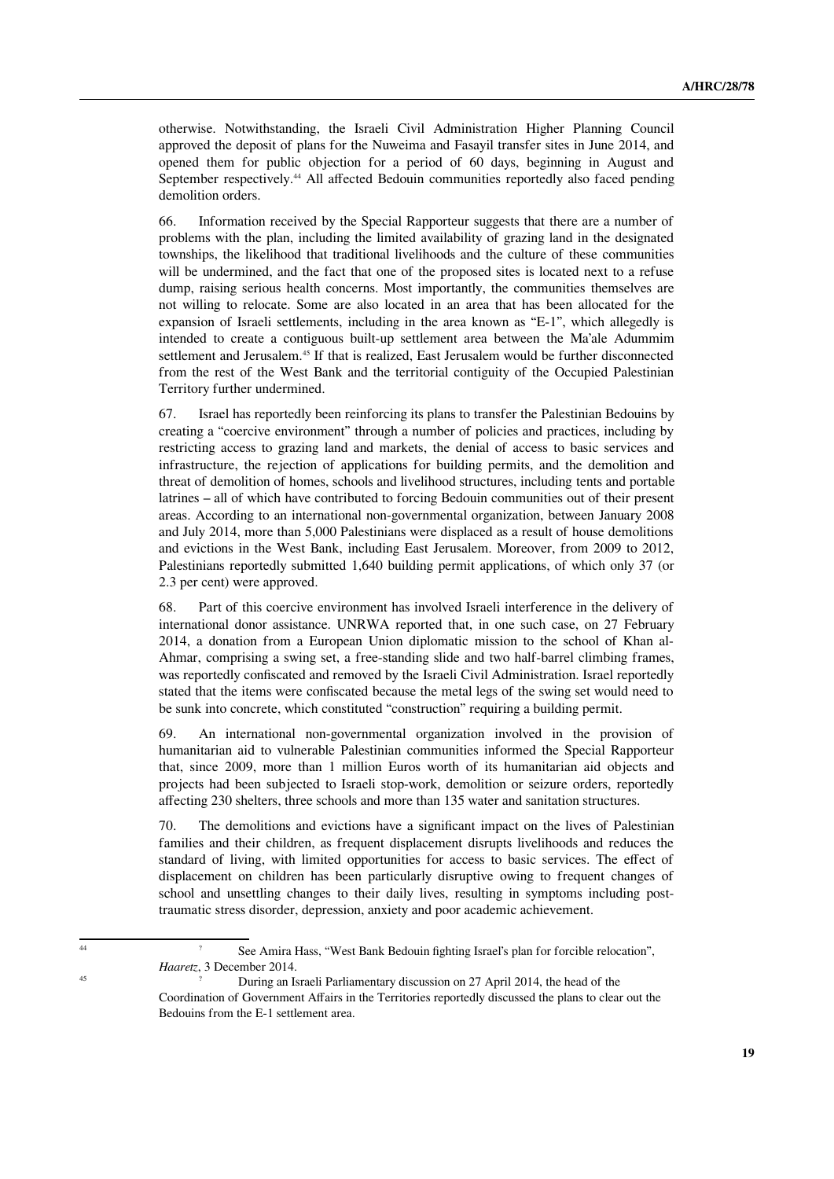otherwise. Notwithstanding, the Israeli Civil Administration Higher Planning Council approved the deposit of plans for the Nuweima and Fasayil transfer sites in June 2014, and opened them for public objection for a period of 60 days, beginning in August and September respectively.[44] All affected Bedouin communities reportedly also faced pending demolition orders.

66. Information received by the Special Rapporteur suggests that there are a number of problems with the plan, including the limited availability of grazing land in the designated townships, the likelihood that traditional livelihoods and the culture of these communities will be undermined, and the fact that one of the proposed sites is located next to a refuse dump, raising serious health concerns. Most importantly, the communities themselves are not willing to relocate. Some are also located in an area that has been allocated for the expansion of Israeli settlements, including in the area known as "E-1", which allegedly is intended to create a contiguous built-up settlement area between the Ma'ale Adummim settlement and Jerusalem.[45] If that is realized, East Jerusalem would be further disconnected from the rest of the West Bank and the territorial contiguity of the Occupied Palestinian Territory further undermined.

67. Israel has reportedly been reinforcing its plans to transfer the Palestinian Bedouins by creating a "coercive environment" through a number of policies and practices, including by restricting access to grazing land and markets, the denial of access to basic services and infrastructure, the rejection of applications for building permits, and the demolition and threat of demolition of homes, schools and livelihood structures, including tents and portable latrines – all of which have contributed to forcing Bedouin communities out of their present areas. According to an international non-governmental organization, between January 2008 and July 2014, more than 5,000 Palestinians were displaced as a result of house demolitions and evictions in the West Bank, including East Jerusalem. Moreover, from 2009 to 2012, Palestinians reportedly submitted 1,640 building permit applications, of which only 37 (or 2.3 per cent) were approved.

68. Part of this coercive environment has involved Israeli interference in the delivery of international donor assistance. UNRWA reported that, in one such case, on 27 February 2014, a donation from a European Union diplomatic mission to the school of Khan al-Ahmar, comprising a swing set, a free-standing slide and two half-barrel climbing frames, was reportedly confiscated and removed by the Israeli Civil Administration. Israel reportedly stated that the items were confiscated because the metal legs of the swing set would need to be sunk into concrete, which constituted "construction" requiring a building permit.

69. An international non-governmental organization involved in the provision of humanitarian aid to vulnerable Palestinian communities informed the Special Rapporteur that, since 2009, more than 1 million Euros worth of its humanitarian aid objects and projects had been subjected to Israeli stop-work, demolition or seizure orders, reportedly affecting 230 shelters, three schools and more than 135 water and sanitation structures.

70. The demolitions and evictions have a significant impact on the lives of Palestinian families and their children, as frequent displacement disrupts livelihoods and reduces the standard of living, with limited opportunities for access to basic services. The effect of displacement on children has been particularly disruptive owing to frequent changes of school and unsettling changes to their daily lives, resulting in symptoms including post-traumatic stress disorder, depression, anxiety and poor academic achievement.

---

[44] See Amira Hass, "West Bank Bedouin fighting Israel's plan for forcible relocation", *Haaretz*, 3 December 2014.

[45] During an Israeli Parliamentary discussion on 27 April 2014, the head of the Coordination of Government Affairs in the Territories reportedly discussed the plans to clear out the Bedouins from the E-1 settlement area.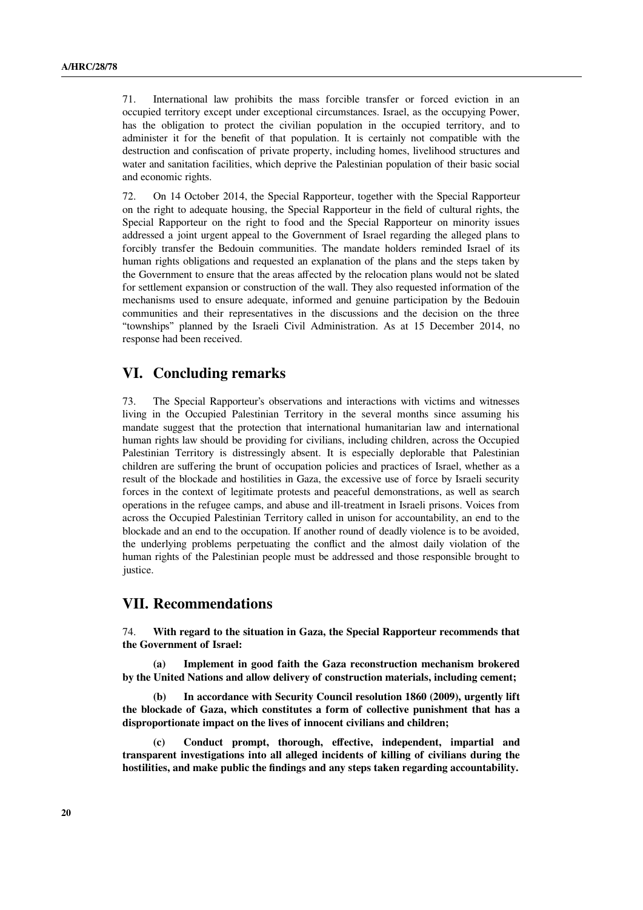71. International law prohibits the mass forcible transfer or forced eviction in an occupied territory except under exceptional circumstances. Israel, as the occupying Power, has the obligation to protect the civilian population in the occupied territory, and to administer it for the benefit of that population. It is certainly not compatible with the destruction and confiscation of private property, including homes, livelihood structures and water and sanitation facilities, which deprive the Palestinian population of their basic social and economic rights.

72. On 14 October 2014, the Special Rapporteur, together with the Special Rapporteur on the right to adequate housing, the Special Rapporteur in the field of cultural rights, the Special Rapporteur on the right to food and the Special Rapporteur on minority issues addressed a joint urgent appeal to the Government of Israel regarding the alleged plans to forcibly transfer the Bedouin communities. The mandate holders reminded Israel of its human rights obligations and requested an explanation of the plans and the steps taken by the Government to ensure that the areas affected by the relocation plans would not be slated for settlement expansion or construction of the wall. They also requested information of the mechanisms used to ensure adequate, informed and genuine participation by the Bedouin communities and their representatives in the discussions and the decision on the three "townships" planned by the Israeli Civil Administration. As at 15 December 2014, no response had been received.

## VI. Concluding remarks

73. The Special Rapporteur's observations and interactions with victims and witnesses living in the Occupied Palestinian Territory in the several months since assuming his mandate suggest that the protection that international humanitarian law and international human rights law should be providing for civilians, including children, across the Occupied Palestinian Territory is distressingly absent. It is especially deplorable that Palestinian children are suffering the brunt of occupation policies and practices of Israel, whether as a result of the blockade and hostilities in Gaza, the excessive use of force by Israeli security forces in the context of legitimate protests and peaceful demonstrations, as well as search operations in the refugee camps, and abuse and ill-treatment in Israeli prisons. Voices from across the Occupied Palestinian Territory called in unison for accountability, an end to the blockade and an end to the occupation. If another round of deadly violence is to be avoided, the underlying problems perpetuating the conflict and the almost daily violation of the human rights of the Palestinian people must be addressed and those responsible brought to justice.

## VII. Recommendations

74. **With regard to the situation in Gaza, the Special Rapporteur recommends that the Government of Israel:**

**(a) Implement in good faith the Gaza reconstruction mechanism brokered by the United Nations and allow delivery of construction materials, including cement;**

**(b) In accordance with Security Council resolution 1860 (2009), urgently lift the blockade of Gaza, which constitutes a form of collective punishment that has a disproportionate impact on the lives of innocent civilians and children;**

**(c) Conduct prompt, thorough, effective, independent, impartial and transparent investigations into all alleged incidents of killing of civilians during the hostilities, and make public the findings and any steps taken regarding accountability.**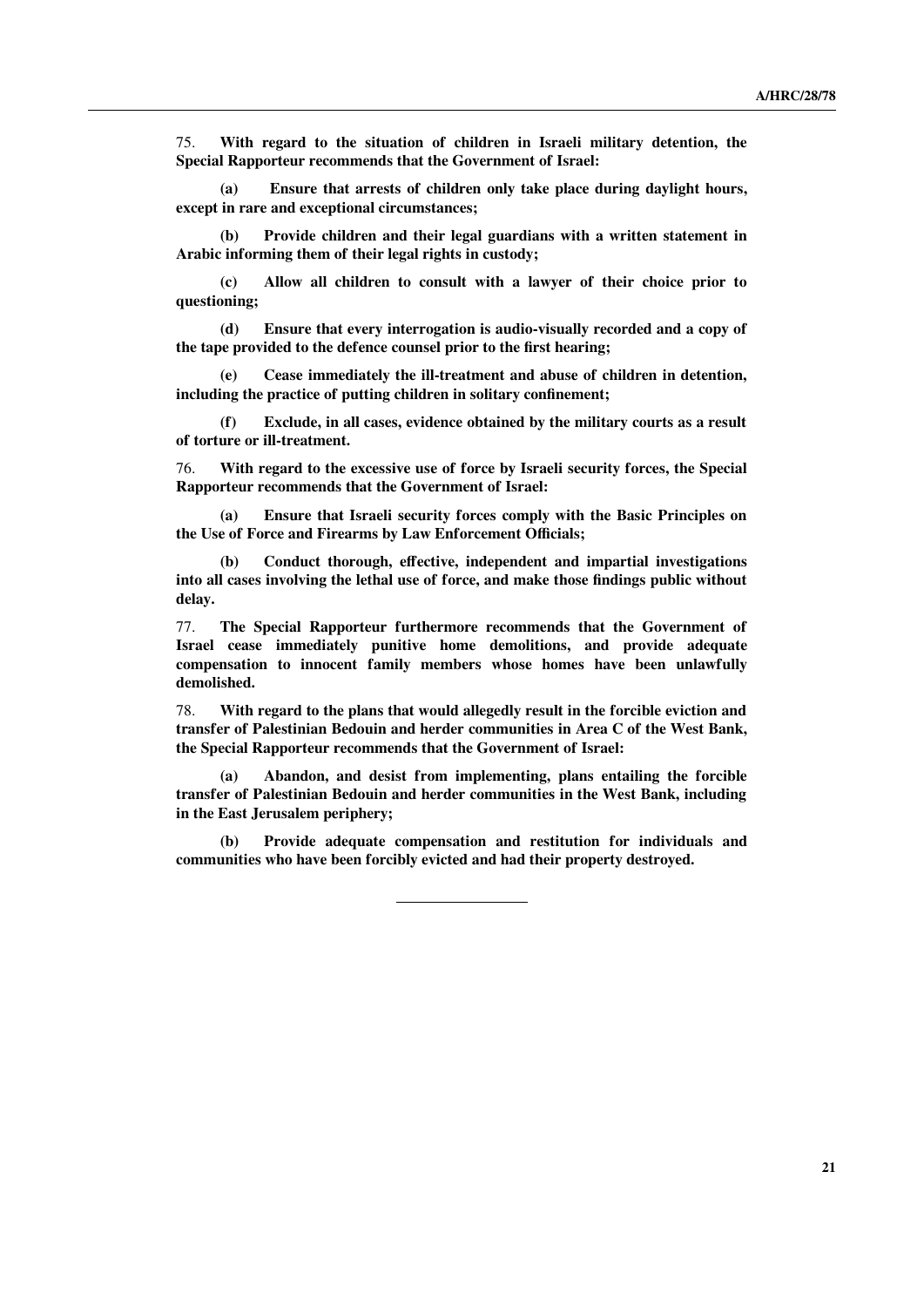75. **With regard to the situation of children in Israeli military detention, the Special Rapporteur recommends that the Government of Israel:**

**(a) Ensure that arrests of children only take place during daylight hours, except in rare and exceptional circumstances;**

**(b) Provide children and their legal guardians with a written statement in Arabic informing them of their legal rights in custody;**

**(c) Allow all children to consult with a lawyer of their choice prior to questioning;**

**(d) Ensure that every interrogation is audio-visually recorded and a copy of the tape provided to the defence counsel prior to the first hearing;**

**(e) Cease immediately the ill-treatment and abuse of children in detention, including the practice of putting children in solitary confinement;**

**(f) Exclude, in all cases, evidence obtained by the military courts as a result of torture or ill-treatment.**

76. **With regard to the excessive use of force by Israeli security forces, the Special Rapporteur recommends that the Government of Israel:**

**(a) Ensure that Israeli security forces comply with the Basic Principles on the Use of Force and Firearms by Law Enforcement Officials;**

**(b) Conduct thorough, effective, independent and impartial investigations into all cases involving the lethal use of force, and make those findings public without delay.**

77. **The Special Rapporteur furthermore recommends that the Government of Israel cease immediately punitive home demolitions, and provide adequate compensation to innocent family members whose homes have been unlawfully demolished.**

78. **With regard to the plans that would allegedly result in the forcible eviction and transfer of Palestinian Bedouin and herder communities in Area C of the West Bank, the Special Rapporteur recommends that the Government of Israel:**

**(a) Abandon, and desist from implementing, plans entailing the forcible transfer of Palestinian Bedouin and herder communities in the West Bank, including in the East Jerusalem periphery;**

**(b) Provide adequate compensation and restitution for individuals and communities who have been forcibly evicted and had their property destroyed.**